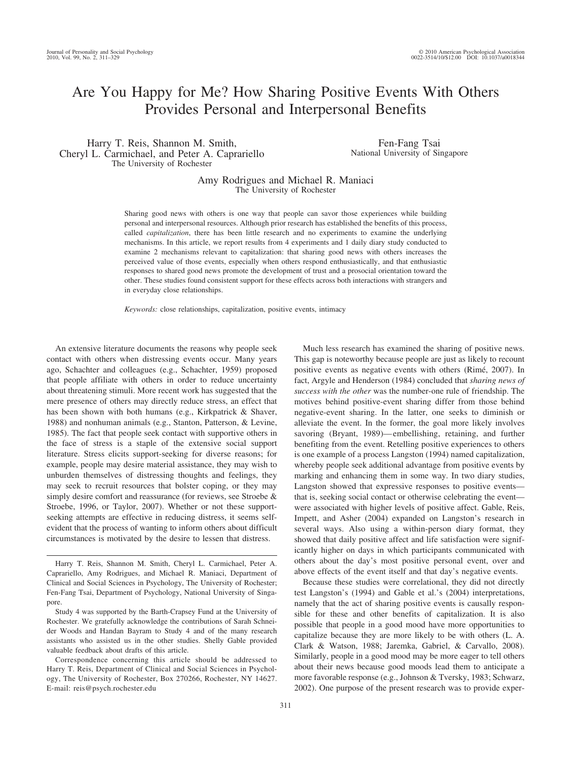# Are You Happy for Me? How Sharing Positive Events With Others Provides Personal and Interpersonal Benefits

Harry T. Reis, Shannon M. Smith, Cheryl L. Carmichael, and Peter A. Caprariello
The University of Rochester

Fen-Fang Tsai
National University of Singapore

Amy Rodrigues and Michael R. Maniaci
The University of Rochester

Sharing good news with others is one way that people can savor those experiences while building personal and interpersonal resources. Although prior research has established the benefits of this process, called *capitalization*, there has been little research and no experiments to examine the underlying mechanisms. In this article, we report results from 4 experiments and 1 daily diary study conducted to examine 2 mechanisms relevant to capitalization: that sharing good news with others increases the perceived value of those events, especially when others respond enthusiastically, and that enthusiastic responses to shared good news promote the development of trust and a prosocial orientation toward the other. These studies found consistent support for these effects across both interactions with strangers and in everyday close relationships.

*Keywords:* close relationships, capitalization, positive events, intimacy

An extensive literature documents the reasons why people seek contact with others when distressing events occur. Many years ago, Schachter and colleagues (e.g., Schachter, 1959) proposed that people affiliate with others in order to reduce uncertainty about threatening stimuli. More recent work has suggested that the mere presence of others may directly reduce stress, an effect that has been shown with both humans (e.g., Kirkpatrick & Shaver, 1988) and nonhuman animals (e.g., Stanton, Patterson, & Levine, 1985). The fact that people seek contact with supportive others in the face of stress is a staple of the extensive social support literature. Stress elicits support-seeking for diverse reasons; for example, people may desire material assistance, they may wish to unburden themselves of distressing thoughts and feelings, they may seek to recruit resources that bolster coping, or they may simply desire comfort and reassurance (for reviews, see Stroebe & Stroebe, 1996, or Taylor, 2007). Whether or not these support-seeking attempts are effective in reducing distress, it seems self-evident that the process of wanting to inform others about difficult circumstances is motivated by the desire to lessen that distress.

Much less research has examined the sharing of positive news. This gap is noteworthy because people are just as likely to recount positive events as negative events with others (Rimé, 2007). In fact, Argyle and Henderson (1984) concluded that *sharing news of success with the other* was the number-one rule of friendship. The motives behind positive-event sharing differ from those behind negative-event sharing. In the latter, one seeks to diminish or alleviate the event. In the former, the goal more likely involves savoring (Bryant, 1989)—embellishing, retaining, and further benefiting from the event. Retelling positive experiences to others is one example of a process Langston (1994) named capitalization, whereby people seek additional advantage from positive events by marking and enhancing them in some way. In two diary studies, Langston showed that expressive responses to positive events—that is, seeking social contact or otherwise celebrating the event—were associated with higher levels of positive affect. Gable, Reis, Impett, and Asher (2004) expanded on Langston's research in several ways. Also using a within-person diary format, they showed that daily positive affect and life satisfaction were significantly higher on days in which participants communicated with others about the day's most positive personal event, over and above effects of the event itself and that day's negative events.

Because these studies were correlational, they did not directly test Langston's (1994) and Gable et al.'s (2004) interpretations, namely that the act of sharing positive events is causally responsible for these and other benefits of capitalization. It is also possible that people in a good mood have more opportunities to capitalize because they are more likely to be with others (L. A. Clark & Watson, 1988; Jaremka, Gabriel, & Carvallo, 2008). Similarly, people in a good mood may be more eager to tell others about their news because good moods lead them to anticipate a more favorable response (e.g., Johnson & Tversky, 1983; Schwarz, 2002). One purpose of the present research was to provide exper-

---

Harry T. Reis, Shannon M. Smith, Cheryl L. Carmichael, Peter A. Caprariello, Amy Rodrigues, and Michael R. Maniaci, Department of Clinical and Social Sciences in Psychology, The University of Rochester; Fen-Fang Tsai, Department of Psychology, National University of Singapore.

Study 4 was supported by the Barth-Crapsey Fund at the University of Rochester. We gratefully acknowledge the contributions of Sarah Schneider Woods and Handan Bayram to Study 4 and of the many research assistants who assisted us in the other studies. Shelly Gable provided valuable feedback about drafts of this article.

Correspondence concerning this article should be addressed to Harry T. Reis, Department of Clinical and Social Sciences in Psychology, The University of Rochester, Box 270266, Rochester, NY 14627. E-mail: reis@psych.rochester.edu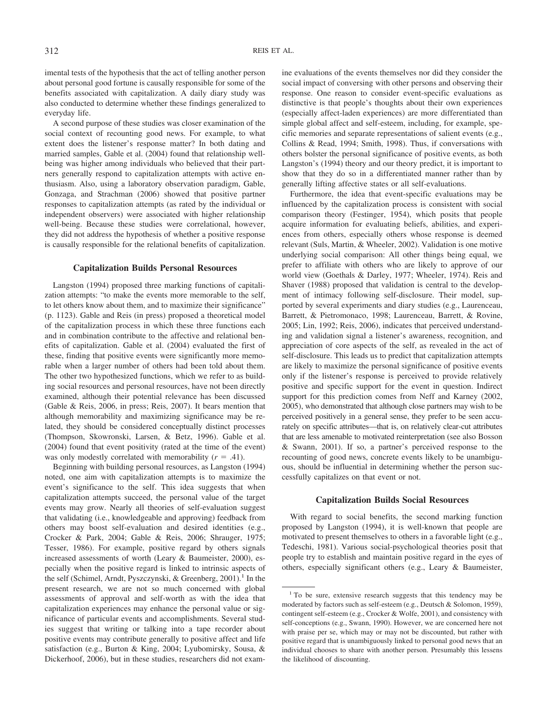imental tests of the hypothesis that the act of telling another person about personal good fortune is causally responsible for some of the benefits associated with capitalization. A daily diary study was also conducted to determine whether these findings generalized to everyday life.

A second purpose of these studies was closer examination of the social context of recounting good news. For example, to what extent does the listener's response matter? In both dating and married samples, Gable et al. (2004) found that relationship well-being was higher among individuals who believed that their partners generally respond to capitalization attempts with active enthusiasm. Also, using a laboratory observation paradigm, Gable, Gonzaga, and Strachman (2006) showed that positive partner responses to capitalization attempts (as rated by the individual or independent observers) were associated with higher relationship well-being. Because these studies were correlational, however, they did not address the hypothesis of whether a positive response is causally responsible for the relational benefits of capitalization.

## Capitalization Builds Personal Resources

Langston (1994) proposed three marking functions of capitalization attempts: "to make the events more memorable to the self, to let others know about them, and to maximize their significance" (p. 1123). Gable and Reis (in press) proposed a theoretical model of the capitalization process in which these three functions each and in combination contribute to the affective and relational benefits of capitalization. Gable et al. (2004) evaluated the first of these, finding that positive events were significantly more memorable when a larger number of others had been told about them. The other two hypothesized functions, which we refer to as building social resources and personal resources, have not been directly examined, although their potential relevance has been discussed (Gable & Reis, 2006, in press; Reis, 2007). It bears mention that although memorability and maximizing significance may be related, they should be considered conceptually distinct processes (Thompson, Skowronski, Larsen, & Betz, 1996). Gable et al. (2004) found that event positivity (rated at the time of the event) was only modestly correlated with memorability ($r = .41$).

Beginning with building personal resources, as Langston (1994) noted, one aim with capitalization attempts is to maximize the event's significance to the self. This idea suggests that when capitalization attempts succeed, the personal value of the target events may grow. Nearly all theories of self-evaluation suggest that validating (i.e., knowledgeable and approving) feedback from others may boost self-evaluation and desired identities (e.g., Crocker & Park, 2004; Gable & Reis, 2006; Shrauger, 1975; Tesser, 1986). For example, positive regard by others signals increased assessments of worth (Leary & Baumeister, 2000), especially when the positive regard is linked to intrinsic aspects of the self (Schimel, Arndt, Pyszczynski, & Greenberg, 2001).[1] In the present research, we are not so much concerned with global assessments of approval and self-worth as with the idea that capitalization experiences may enhance the personal value or significance of particular events and accomplishments. Several studies suggest that writing or talking into a tape recorder about positive events may contribute generally to positive affect and life satisfaction (e.g., Burton & King, 2004; Lyubomirsky, Sousa, & Dickerhoof, 2006), but in these studies, researchers did not examine evaluations of the events themselves nor did they consider the social impact of conversing with other persons and observing their response. One reason to consider event-specific evaluations as distinctive is that people's thoughts about their own experiences (especially affect-laden experiences) are more differentiated than simple global affect and self-esteem, including, for example, specific memories and separate representations of salient events (e.g., Collins & Read, 1994; Smith, 1998). Thus, if conversations with others bolster the personal significance of positive events, as both Langston's (1994) theory and our theory predict, it is important to show that they do so in a differentiated manner rather than by generally lifting affective states or all self-evaluations.

Furthermore, the idea that event-specific evaluations may be influenced by the capitalization process is consistent with social comparison theory (Festinger, 1954), which posits that people acquire information for evaluating beliefs, abilities, and experiences from others, especially others whose response is deemed relevant (Suls, Martin, & Wheeler, 2002). Validation is one motive underlying social comparison: All other things being equal, we prefer to affiliate with others who are likely to approve of our world view (Goethals & Darley, 1977; Wheeler, 1974). Reis and Shaver (1988) proposed that validation is central to the development of intimacy following self-disclosure. Their model, supported by several experiments and diary studies (e.g., Laurenceau, Barrett, & Pietromonaco, 1998; Laurenceau, Barrett, & Rovine, 2005; Lin, 1992; Reis, 2006), indicates that perceived understanding and validation signal a listener's awareness, recognition, and appreciation of core aspects of the self, as revealed in the act of self-disclosure. This leads us to predict that capitalization attempts are likely to maximize the personal significance of positive events only if the listener's response is perceived to provide relatively positive and specific support for the event in question. Indirect support for this prediction comes from Neff and Karney (2002, 2005), who demonstrated that although close partners may wish to be perceived positively in a general sense, they prefer to be seen accurately on specific attributes—that is, on relatively clear-cut attributes that are less amenable to motivated reinterpretation (see also Bosson & Swann, 2001). If so, a partner's perceived response to the recounting of good news, concrete events likely to be unambiguous, should be influential in determining whether the person successfully capitalizes on that event or not.

## Capitalization Builds Social Resources

With regard to social benefits, the second marking function proposed by Langston (1994), it is well-known that people are motivated to present themselves to others in a favorable light (e.g., Tedeschi, 1981). Various social-psychological theories posit that people try to establish and maintain positive regard in the eyes of others, especially significant others (e.g., Leary & Baumeister,

[1] To be sure, extensive research suggests that this tendency may be moderated by factors such as self-esteem (e.g., Deutsch & Solomon, 1959), contingent self-esteem (e.g., Crocker & Wolfe, 2001), and consistency with self-conceptions (e.g., Swann, 1990). However, we are concerned here not with praise per se, which may or may not be discounted, but rather with positive regard that is unambiguously linked to personal good news that an individual chooses to share with another person. Presumably this lessens the likelihood of discounting.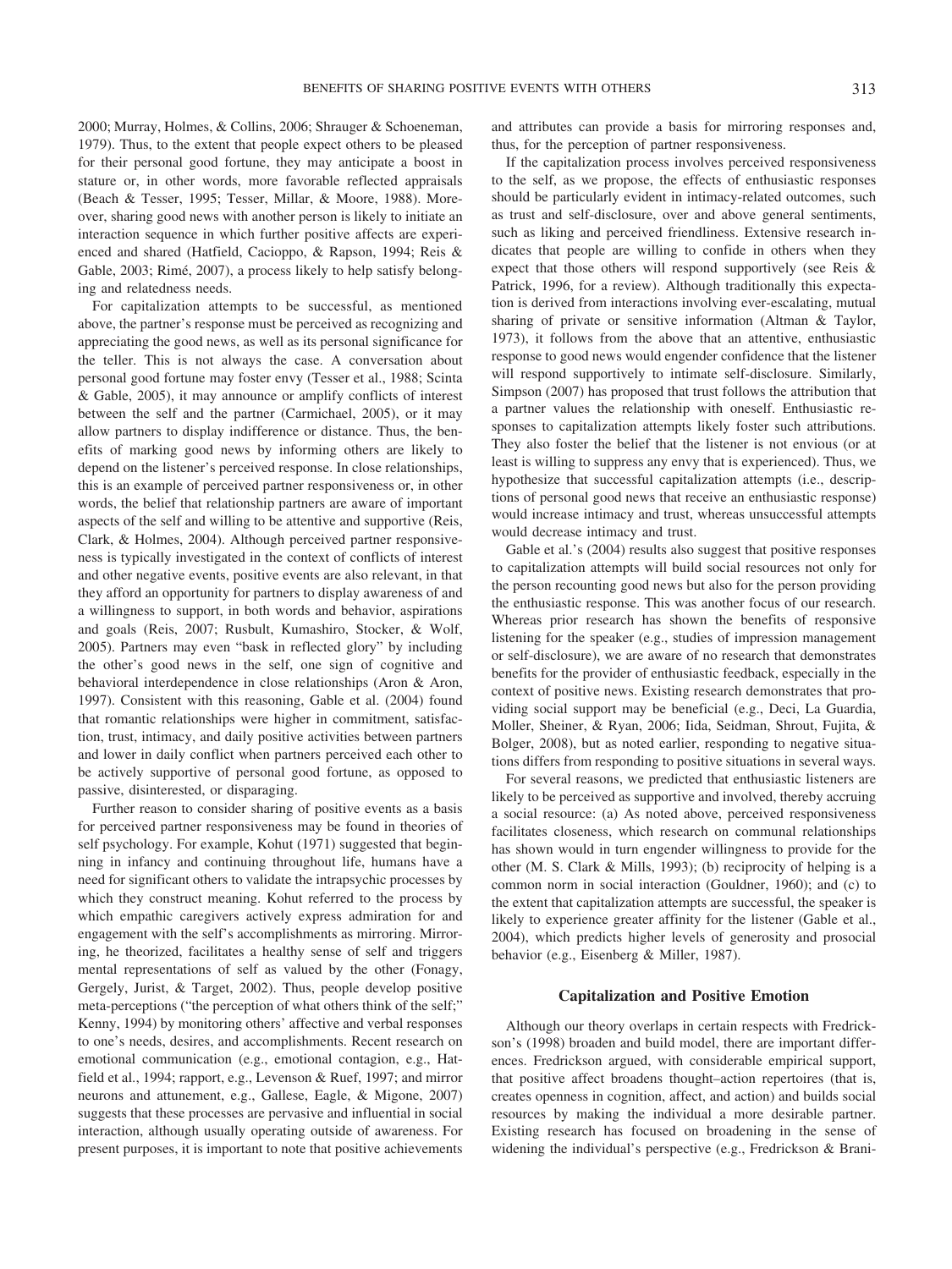2000; Murray, Holmes, & Collins, 2006; Shrauger & Schoeneman, 1979). Thus, to the extent that people expect others to be pleased for their personal good fortune, they may anticipate a boost in stature or, in other words, more favorable reflected appraisals (Beach & Tesser, 1995; Tesser, Millar, & Moore, 1988). Moreover, sharing good news with another person is likely to initiate an interaction sequence in which further positive affects are experienced and shared (Hatfield, Cacioppo, & Rapson, 1994; Reis & Gable, 2003; Rimé, 2007), a process likely to help satisfy belonging and relatedness needs.

For capitalization attempts to be successful, as mentioned above, the partner's response must be perceived as recognizing and appreciating the good news, as well as its personal significance for the teller. This is not always the case. A conversation about personal good fortune may foster envy (Tesser et al., 1988; Scinta & Gable, 2005), it may announce or amplify conflicts of interest between the self and the partner (Carmichael, 2005), or it may allow partners to display indifference or distance. Thus, the benefits of marking good news by informing others are likely to depend on the listener's perceived response. In close relationships, this is an example of perceived partner responsiveness or, in other words, the belief that relationship partners are aware of important aspects of the self and willing to be attentive and supportive (Reis, Clark, & Holmes, 2004). Although perceived partner responsiveness is typically investigated in the context of conflicts of interest and other negative events, positive events are also relevant, in that they afford an opportunity for partners to display awareness of and a willingness to support, in both words and behavior, aspirations and goals (Reis, 2007; Rusbult, Kumashiro, Stocker, & Wolf, 2005). Partners may even "bask in reflected glory" by including the other's good news in the self, one sign of cognitive and behavioral interdependence in close relationships (Aron & Aron, 1997). Consistent with this reasoning, Gable et al. (2004) found that romantic relationships were higher in commitment, satisfaction, trust, intimacy, and daily positive activities between partners and lower in daily conflict when partners perceived each other to be actively supportive of personal good fortune, as opposed to passive, disinterested, or disparaging.

Further reason to consider sharing of positive events as a basis for perceived partner responsiveness may be found in theories of self psychology. For example, Kohut (1971) suggested that beginning in infancy and continuing throughout life, humans have a need for significant others to validate the intrapsychic processes by which they construct meaning. Kohut referred to the process by which empathic caregivers actively express admiration for and engagement with the self's accomplishments as mirroring. Mirroring, he theorized, facilitates a healthy sense of self and triggers mental representations of self as valued by the other (Fonagy, Gergely, Jurist, & Target, 2002). Thus, people develop positive meta-perceptions ("the perception of what others think of the self;" Kenny, 1994) by monitoring others' affective and verbal responses to one's needs, desires, and accomplishments. Recent research on emotional communication (e.g., emotional contagion, e.g., Hatfield et al., 1994; rapport, e.g., Levenson & Ruef, 1997; and mirror neurons and attunement, e.g., Gallese, Eagle, & Migone, 2007) suggests that these processes are pervasive and influential in social interaction, although usually operating outside of awareness. For present purposes, it is important to note that positive achievements and attributes can provide a basis for mirroring responses and, thus, for the perception of partner responsiveness.

If the capitalization process involves perceived responsiveness to the self, as we propose, the effects of enthusiastic responses should be particularly evident in intimacy-related outcomes, such as trust and self-disclosure, over and above general sentiments, such as liking and perceived friendliness. Extensive research indicates that people are willing to confide in others when they expect that those others will respond supportively (see Reis & Patrick, 1996, for a review). Although traditionally this expectation is derived from interactions involving ever-escalating, mutual sharing of private or sensitive information (Altman & Taylor, 1973), it follows from the above that an attentive, enthusiastic response to good news would engender confidence that the listener will respond supportively to intimate self-disclosure. Similarly, Simpson (2007) has proposed that trust follows the attribution that a partner values the relationship with oneself. Enthusiastic responses to capitalization attempts likely foster such attributions. They also foster the belief that the listener is not envious (or at least is willing to suppress any envy that is experienced). Thus, we hypothesize that successful capitalization attempts (i.e., descriptions of personal good news that receive an enthusiastic response) would increase intimacy and trust, whereas unsuccessful attempts would decrease intimacy and trust.

Gable et al.'s (2004) results also suggest that positive responses to capitalization attempts will build social resources not only for the person recounting good news but also for the person providing the enthusiastic response. This was another focus of our research. Whereas prior research has shown the benefits of responsive listening for the speaker (e.g., studies of impression management or self-disclosure), we are aware of no research that demonstrates benefits for the provider of enthusiastic feedback, especially in the context of positive news. Existing research demonstrates that providing social support may be beneficial (e.g., Deci, La Guardia, Moller, Sheiner, & Ryan, 2006; Iida, Seidman, Shrout, Fujita, & Bolger, 2008), but as noted earlier, responding to negative situations differs from responding to positive situations in several ways.

For several reasons, we predicted that enthusiastic listeners are likely to be perceived as supportive and involved, thereby accruing a social resource: (a) As noted above, perceived responsiveness facilitates closeness, which research on communal relationships has shown would in turn engender willingness to provide for the other (M. S. Clark & Mills, 1993); (b) reciprocity of helping is a common norm in social interaction (Gouldner, 1960); and (c) to the extent that capitalization attempts are successful, the speaker is likely to experience greater affinity for the listener (Gable et al., 2004), which predicts higher levels of generosity and prosocial behavior (e.g., Eisenberg & Miller, 1987).

## Capitalization and Positive Emotion

Although our theory overlaps in certain respects with Fredrickson's (1998) broaden and build model, there are important differences. Fredrickson argued, with considerable empirical support, that positive affect broadens thought–action repertoires (that is, creates openness in cognition, affect, and action) and builds social resources by making the individual a more desirable partner. Existing research has focused on broadening in the sense of widening the individual's perspective (e.g., Fredrickson & Brani-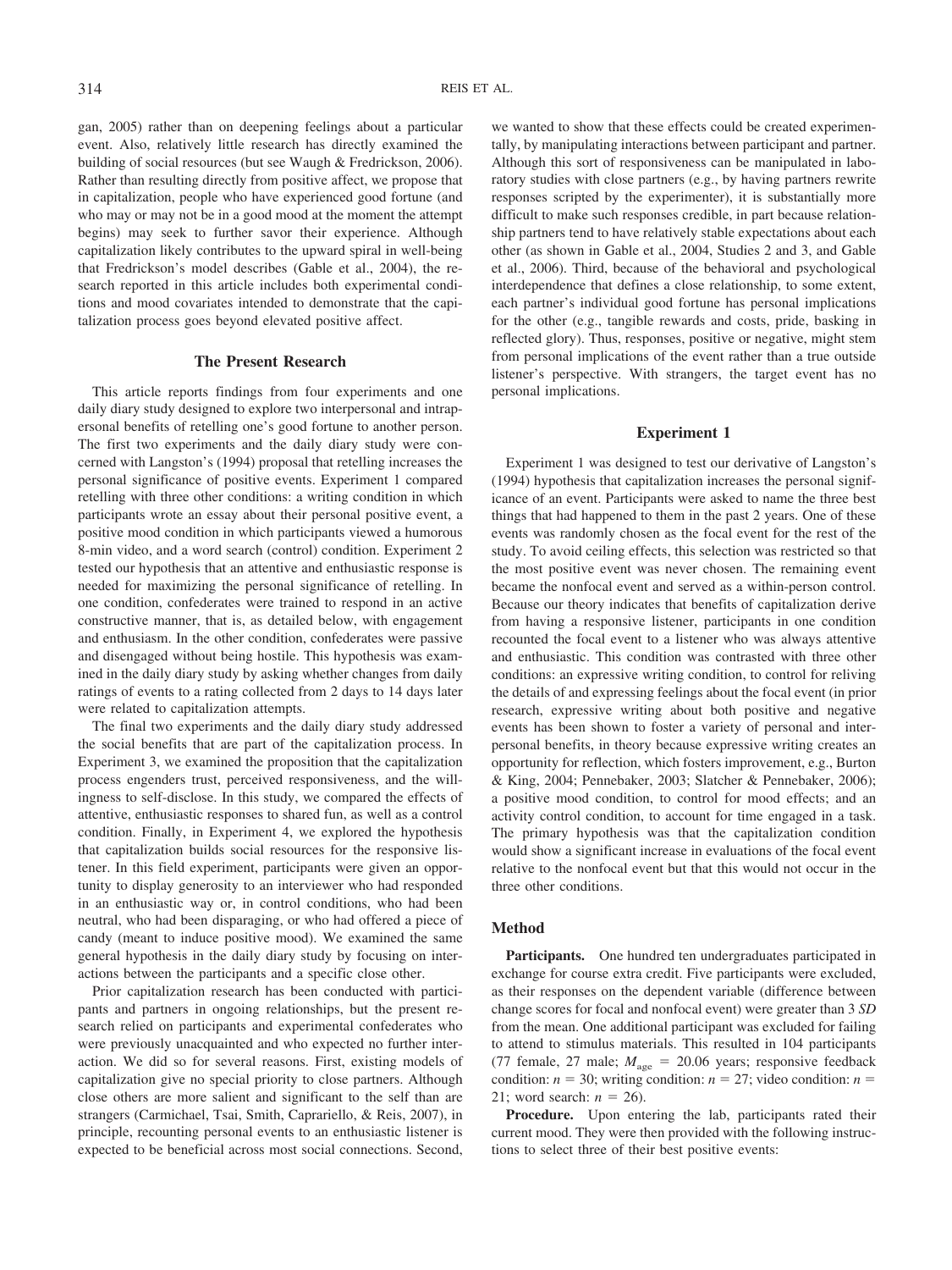gan, 2005) rather than on deepening feelings about a particular event. Also, relatively little research has directly examined the building of social resources (but see Waugh & Fredrickson, 2006). Rather than resulting directly from positive affect, we propose that in capitalization, people who have experienced good fortune (and who may or may not be in a good mood at the moment the attempt begins) may seek to further savor their experience. Although capitalization likely contributes to the upward spiral in well-being that Fredrickson's model describes (Gable et al., 2004), the research reported in this article includes both experimental conditions and mood covariates intended to demonstrate that the capitalization process goes beyond elevated positive affect.

## The Present Research

This article reports findings from four experiments and one daily diary study designed to explore two interpersonal and intrapersonal benefits of retelling one's good fortune to another person. The first two experiments and the daily diary study were concerned with Langston's (1994) proposal that retelling increases the personal significance of positive events. Experiment 1 compared retelling with three other conditions: a writing condition in which participants wrote an essay about their personal positive event, a positive mood condition in which participants viewed a humorous 8-min video, and a word search (control) condition. Experiment 2 tested our hypothesis that an attentive and enthusiastic response is needed for maximizing the personal significance of retelling. In one condition, confederates were trained to respond in an active constructive manner, that is, as detailed below, with engagement and enthusiasm. In the other condition, confederates were passive and disengaged without being hostile. This hypothesis was examined in the daily diary study by asking whether changes from daily ratings of events to a rating collected from 2 days to 14 days later were related to capitalization attempts.

The final two experiments and the daily diary study addressed the social benefits that are part of the capitalization process. In Experiment 3, we examined the proposition that the capitalization process engenders trust, perceived responsiveness, and the willingness to self-disclose. In this study, we compared the effects of attentive, enthusiastic responses to shared fun, as well as a control condition. Finally, in Experiment 4, we explored the hypothesis that capitalization builds social resources for the responsive listener. In this field experiment, participants were given an opportunity to display generosity to an interviewer who had responded in an enthusiastic way or, in control conditions, who had been neutral, who had been disparaging, or who had offered a piece of candy (meant to induce positive mood). We examined the same general hypothesis in the daily diary study by focusing on interactions between the participants and a specific close other.

Prior capitalization research has been conducted with participants and partners in ongoing relationships, but the present research relied on participants and experimental confederates who were previously unacquainted and who expected no further interaction. We did so for several reasons. First, existing models of capitalization give no special priority to close partners. Although close others are more salient and significant to the self than are strangers (Carmichael, Tsai, Smith, Caprariello, & Reis, 2007), in principle, recounting personal events to an enthusiastic listener is expected to be beneficial across most social connections. Second, we wanted to show that these effects could be created experimentally, by manipulating interactions between participant and partner. Although this sort of responsiveness can be manipulated in laboratory studies with close partners (e.g., by having partners rewrite responses scripted by the experimenter), it is substantially more difficult to make such responses credible, in part because relationship partners tend to have relatively stable expectations about each other (as shown in Gable et al., 2004, Studies 2 and 3, and Gable et al., 2006). Third, because of the behavioral and psychological interdependence that defines a close relationship, to some extent, each partner's individual good fortune has personal implications for the other (e.g., tangible rewards and costs, pride, basking in reflected glory). Thus, responses, positive or negative, might stem from personal implications of the event rather than a true outside listener's perspective. With strangers, the target event has no personal implications.

## Experiment 1

Experiment 1 was designed to test our derivative of Langston's (1994) hypothesis that capitalization increases the personal significance of an event. Participants were asked to name the three best things that had happened to them in the past 2 years. One of these events was randomly chosen as the focal event for the rest of the study. To avoid ceiling effects, this selection was restricted so that the most positive event was never chosen. The remaining event became the nonfocal event and served as a within-person control. Because our theory indicates that benefits of capitalization derive from having a responsive listener, participants in one condition recounted the focal event to a listener who was always attentive and enthusiastic. This condition was contrasted with three other conditions: an expressive writing condition, to control for reliving the details of and expressing feelings about the focal event (in prior research, expressive writing about both positive and negative events has been shown to foster a variety of personal and interpersonal benefits, in theory because expressive writing creates an opportunity for reflection, which fosters improvement, e.g., Burton & King, 2004; Pennebaker, 2003; Slatcher & Pennebaker, 2006); a positive mood condition, to control for mood effects; and an activity control condition, to account for time engaged in a task. The primary hypothesis was that the capitalization condition would show a significant increase in evaluations of the focal event relative to the nonfocal event but that this would not occur in the three other conditions.

### Method

**Participants.** One hundred ten undergraduates participated in exchange for course extra credit. Five participants were excluded, as their responses on the dependent variable (difference between change scores for focal and nonfocal event) were greater than 3 *SD* from the mean. One additional participant was excluded for failing to attend to stimulus materials. This resulted in 104 participants (77 female, 27 male; $M_{\text{age}} = 20.06$ years; responsive feedback condition: $n = 30$; writing condition: $n = 27$; video condition: $n = 21$; word search: $n = 26$).

**Procedure.** Upon entering the lab, participants rated their current mood. They were then provided with the following instructions to select three of their best positive events: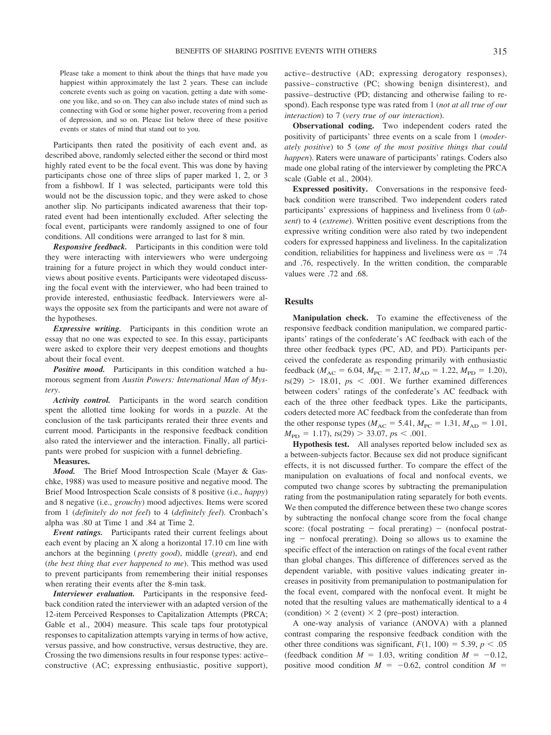Please take a moment to think about the things that have made you happiest within approximately the last 2 years. These can include concrete events such as going on vacation, getting a date with someone you like, and so on. They can also include states of mind such as connecting with God or some higher power, recovering from a period of depression, and so on. Please list below three of these positive events or states of mind that stand out to you.

Participants then rated the positivity of each event and, as described above, randomly selected either the second or third most highly rated event to be the focal event. This was done by having participants chose one of three slips of paper marked 1, 2, or 3 from a fishbowl. If 1 was selected, participants were told this would not be the discussion topic, and they were asked to chose another slip. No participants indicated awareness that their top-rated event had been intentionally excluded. After selecting the focal event, participants were randomly assigned to one of four conditions. All conditions were arranged to last for 8 min.

***Responsive feedback.*** Participants in this condition were told they were interacting with interviewers who were undergoing training for a future project in which they would conduct interviews about positive events. Participants were videotaped discussing the focal event with the interviewer, who had been trained to provide interested, enthusiastic feedback. Interviewers were always the opposite sex from the participants and were not aware of the hypotheses.

***Expressive writing.*** Participants in this condition wrote an essay that no one was expected to see. In this essay, participants were asked to explore their very deepest emotions and thoughts about their focal event.

***Positive mood.*** Participants in this condition watched a humorous segment from *Austin Powers: International Man of Mystery*.

***Activity control.*** Participants in the word search condition spent the allotted time looking for words in a puzzle. At the conclusion of the task participants rerated their three events and current mood. Participants in the responsive feedback condition also rated the interviewer and the interaction. Finally, all participants were probed for suspicion with a funnel debriefing.

**Measures.**

***Mood.*** The Brief Mood Introspection Scale (Mayer & Gaschke, 1988) was used to measure positive and negative mood. The Brief Mood Introspection Scale consists of 8 positive (i.e., *happy*) and 8 negative (i.e., *grouchy*) mood adjectives. Items were scored from 1 (*definitely do not feel*) to 4 (*definitely feel*). Cronbach's alpha was .80 at Time 1 and .84 at Time 2.

***Event ratings.*** Participants rated their current feelings about each event by placing an X along a horizontal 17.10 cm line with anchors at the beginning (*pretty good*), middle (*great*), and end (*the best thing that ever happened to me*). This method was used to prevent participants from remembering their initial responses when rerating their events after the 8-min task.

***Interviewer evaluation.*** Participants in the responsive feedback condition rated the interviewer with an adapted version of the 12-item Perceived Responses to Capitalization Attempts (PRCA; Gable et al., 2004) measure. This scale taps four prototypical responses to capitalization attempts varying in terms of how active, versus passive, and how constructive, versus destructive, they are. Crossing the two dimensions results in four response types: active–constructive (AC; expressing enthusiastic, positive support), active–destructive (AD; expressing derogatory responses), passive–constructive (PC; showing benign disinterest), and passive–destructive (PD; distancing and otherwise failing to respond). Each response type was rated from 1 (*not at all true of our interaction*) to 7 (*very true of our interaction*).

**Observational coding.** Two independent coders rated the positivity of participants' three events on a scale from 1 (*moderately positive*) to 5 (*one of the most positive things that could happen*). Raters were unaware of participants' ratings. Coders also made one global rating of the interviewer by completing the PRCA scale (Gable et al., 2004).

**Expressed positivity.** Conversations in the responsive feedback condition were transcribed. Two independent coders rated participants' expressions of happiness and liveliness from 0 (*absent*) to 4 (*extreme*). Written positive event descriptions from the expressive writing condition were also rated by two independent coders for expressed happiness and liveliness. In the capitalization condition, reliabilities for happiness and liveliness were $\alpha s = .74$ and .76, respectively. In the written condition, the comparable values were .72 and .68.

## Results

**Manipulation check.** To examine the effectiveness of the responsive feedback condition manipulation, we compared participants' ratings of the confederate's AC feedback with each of the three other feedback types (PC, AD, and PD). Participants perceived the confederate as responding primarily with enthusiastic feedback ($M_{AC} = 6.04$, $M_{PC} = 2.17$, $M_{AD} = 1.22$, $M_{PD} = 1.20$), $ts(29) > 18.01$, $ps < .001$. We further examined differences between coders' ratings of the confederate's AC feedback with each of the three other feedback types. Like the participants, coders detected more AC feedback from the confederate than from the other response types ($M_{AC} = 5.41$, $M_{PC} = 1.31$, $M_{AD} = 1.01$, $M_{PD} = 1.17$), $ts(29) > 33.07$, $ps < .001$.

**Hypothesis test.** All analyses reported below included sex as a between-subjects factor. Because sex did not produce significant effects, it is not discussed further. To compare the effect of the manipulation on evaluations of focal and nonfocal events, we computed two change scores by subtracting the premanipulation rating from the postmanipulation rating separately for both events. We then computed the difference between these two change scores by subtracting the nonfocal change score from the focal change score: (focal postrating − focal prerating) − (nonfocal postrating − nonfocal prerating). Doing so allows us to examine the specific effect of the interaction on ratings of the focal event rather than global changes. This difference of differences served as the dependent variable, with positive values indicating greater increases in positivity from premanipulation to postmanipulation for the focal event, compared with the nonfocal event. It might be noted that the resulting values are mathematically identical to a 4 (condition) × 2 (event) × 2 (pre–post) interaction.

A one-way analysis of variance (ANOVA) with a planned contrast comparing the responsive feedback condition with the other three conditions was significant, $F(1, 100) = 5.39$, $p < .05$ (feedback condition $M = 1.03$, writing condition $M = -0.12$, positive mood condition $M = -0.62$, control condition $M =$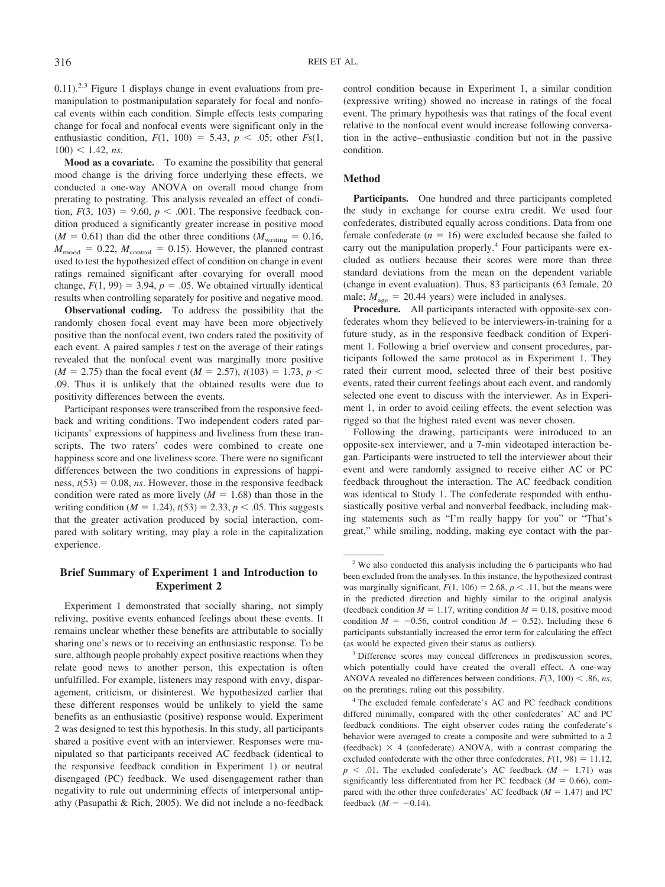0.11).[2,3] Figure 1 displays change in event evaluations from premanipulation to postmanipulation separately for focal and nonfocal events within each condition. Simple effects tests comparing change for focal and nonfocal events were significant only in the enthusiastic condition, $F(1, 100) = 5.43$, $p < .05$; other $Fs(1, 100) < 1.42$, *ns*.

**Mood as a covariate.** To examine the possibility that general mood change is the driving force underlying these effects, we conducted a one-way ANOVA on overall mood change from prerating to postrating. This analysis revealed an effect of condition, $F(3, 103) = 9.60$, $p < .001$. The responsive feedback condition produced a significantly greater increase in positive mood ($M = 0.61$) than did the other three conditions ($M_{\text{writing}} = 0.16$, $M_{\text{mood}} = 0.22$, $M_{\text{control}} = 0.15$). However, the planned contrast used to test the hypothesized effect of condition on change in event ratings remained significant after covarying for overall mood change, $F(1, 99) = 3.94$, $p = .05$. We obtained virtually identical results when controlling separately for positive and negative mood.

**Observational coding.** To address the possibility that the randomly chosen focal event may have been more objectively positive than the nonfocal event, two coders rated the positivity of each event. A paired samples *t* test on the average of their ratings revealed that the nonfocal event was marginally more positive ($M = 2.75$) than the focal event ($M = 2.57$), $t(103) = 1.73$, $p < .09$. Thus it is unlikely that the obtained results were due to positivity differences between the events.

Participant responses were transcribed from the responsive feedback and writing conditions. Two independent coders rated participants' expressions of happiness and liveliness from these transcripts. The two raters' codes were combined to create one happiness score and one liveliness score. There were no significant differences between the two conditions in expressions of happiness, $t(53) = 0.08$, *ns*. However, those in the responsive feedback condition were rated as more lively ($M = 1.68$) than those in the writing condition ($M = 1.24$), $t(53) = 2.33$, $p < .05$. This suggests that the greater activation produced by social interaction, compared with solitary writing, may play a role in the capitalization experience.

## Brief Summary of Experiment 1 and Introduction to Experiment 2

Experiment 1 demonstrated that socially sharing, not simply reliving, positive events enhanced feelings about these events. It remains unclear whether these benefits are attributable to socially sharing one's news or to receiving an enthusiastic response. To be sure, although people probably expect positive reactions when they relate good news to another person, this expectation is often unfulfilled. For example, listeners may respond with envy, disparagement, criticism, or disinterest. We hypothesized earlier that these different responses would be unlikely to yield the same benefits as an enthusiastic (positive) response would. Experiment 2 was designed to test this hypothesis. In this study, all participants shared a positive event with an interviewer. Responses were manipulated so that participants received AC feedback (identical to the responsive feedback condition in Experiment 1) or neutral disengaged (PC) feedback. We used disengagement rather than negativity to rule out undermining effects of interpersonal antipathy (Pasupathi & Rich, 2005). We did not include a no-feedback control condition because in Experiment 1, a similar condition (expressive writing) showed no increase in ratings of the focal event. The primary hypothesis was that ratings of the focal event relative to the nonfocal event would increase following conversation in the active–enthusiastic condition but not in the passive condition.

## Method

**Participants.** One hundred and three participants completed the study in exchange for course extra credit. We used four confederates, distributed equally across conditions. Data from one female confederate ($n = 16$) were excluded because she failed to carry out the manipulation properly.[4] Four participants were excluded as outliers because their scores were more than three standard deviations from the mean on the dependent variable (change in event evaluation). Thus, 83 participants (63 female, 20 male; $M_{\text{age}} = 20.44$ years) were included in analyses.

**Procedure.** All participants interacted with opposite-sex confederates whom they believed to be interviewers-in-training for a future study, as in the responsive feedback condition of Experiment 1. Following a brief overview and consent procedures, participants followed the same protocol as in Experiment 1. They rated their current mood, selected three of their best positive events, rated their current feelings about each event, and randomly selected one event to discuss with the interviewer. As in Experiment 1, in order to avoid ceiling effects, the event selection was rigged so that the highest rated event was never chosen.

Following the drawing, participants were introduced to an opposite-sex interviewer, and a 7-min videotaped interaction began. Participants were instructed to tell the interviewer about their event and were randomly assigned to receive either AC or PC feedback throughout the interaction. The AC feedback condition was identical to Study 1. The confederate responded with enthusiastically positive verbal and nonverbal feedback, including making statements such as "I'm really happy for you" or "That's great," while smiling, nodding, making eye contact with the par-

---

[2] We also conducted this analysis including the 6 participants who had been excluded from the analyses. In this instance, the hypothesized contrast was marginally significant, $F(1, 106) = 2.68$, $p < .11$, but the means were in the predicted direction and highly similar to the original analysis (feedback condition $M = 1.17$, writing condition $M = 0.18$, positive mood condition $M = -0.56$, control condition $M = 0.52$). Including these 6 participants substantially increased the error term for calculating the effect (as would be expected given their status as outliers).

[3] Difference scores may conceal differences in prediscussion scores, which potentially could have created the overall effect. A one-way ANOVA revealed no differences between conditions, $F(3, 100) < .86$, *ns*, on the preratings, ruling out this possibility.

[4] The excluded female confederate's AC and PC feedback conditions differed minimally, compared with the other confederates' AC and PC feedback conditions. The eight observer codes rating the confederate's behavior were averaged to create a composite and were submitted to a 2 (feedback) × 4 (confederate) ANOVA, with a contrast comparing the excluded confederate with the other three confederates, $F(1, 98) = 11.12$, $p < .01$. The excluded confederate's AC feedback ($M = 1.71$) was significantly less differentiated from her PC feedback ($M = 0.66$), compared with the other three confederates' AC feedback ($M = 1.47$) and PC feedback ($M = -0.14$).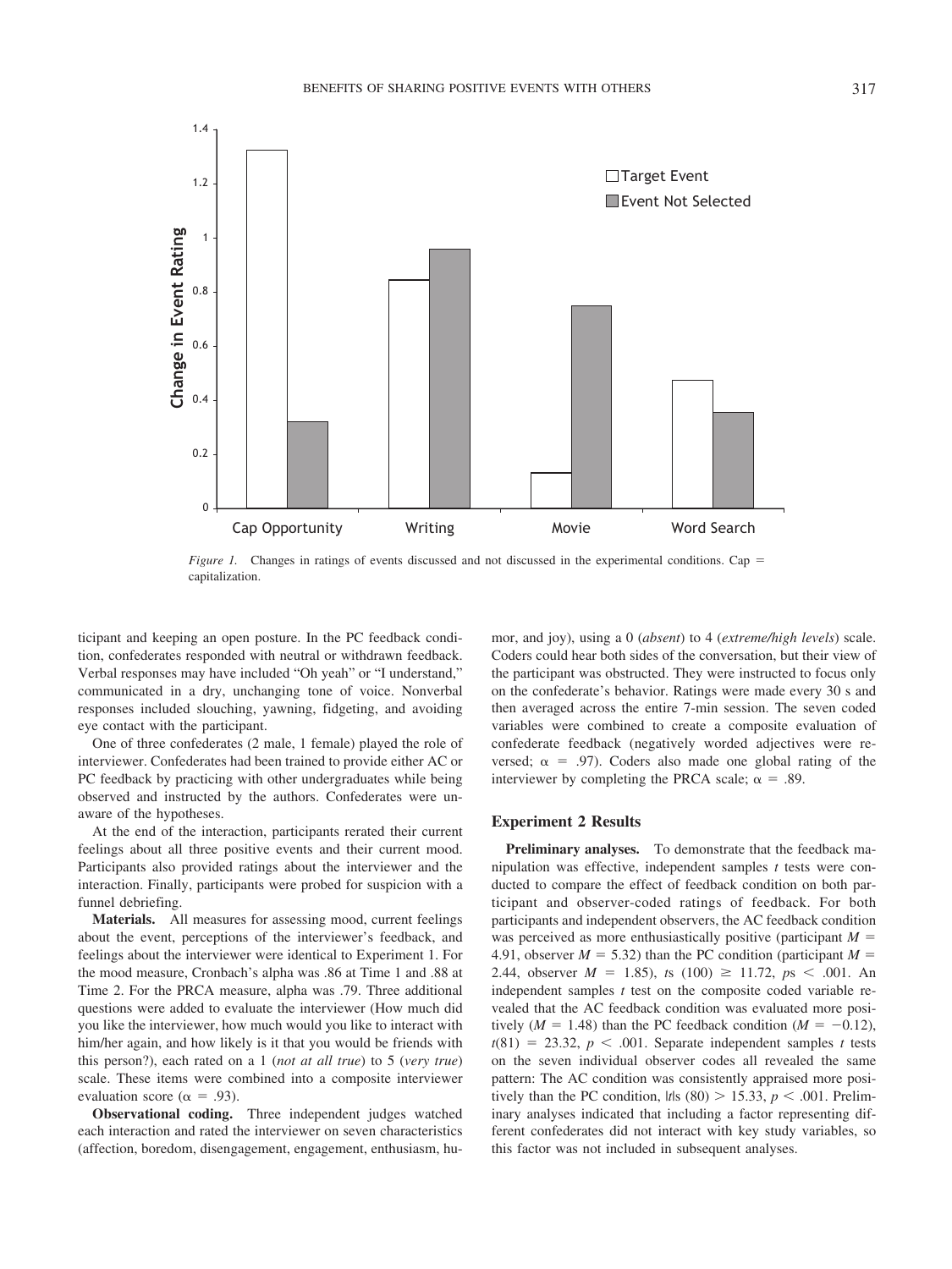*Figure 1.* Changes in ratings of events discussed and not discussed in the experimental conditions. Cap = capitalization.

ticipant and keeping an open posture. In the PC feedback condition, confederates responded with neutral or withdrawn feedback. Verbal responses may have included "Oh yeah" or "I understand," communicated in a dry, unchanging tone of voice. Nonverbal responses included slouching, yawning, fidgeting, and avoiding eye contact with the participant.

One of three confederates (2 male, 1 female) played the role of interviewer. Confederates had been trained to provide either AC or PC feedback by practicing with other undergraduates while being observed and instructed by the authors. Confederates were unaware of the hypotheses.

At the end of the interaction, participants rerated their current feelings about all three positive events and their current mood. Participants also provided ratings about the interviewer and the interaction. Finally, participants were probed for suspicion with a funnel debriefing.

**Materials.** All measures for assessing mood, current feelings about the event, perceptions of the interviewer's feedback, and feelings about the interviewer were identical to Experiment 1. For the mood measure, Cronbach's alpha was .86 at Time 1 and .88 at Time 2. For the PRCA measure, alpha was .79. Three additional questions were added to evaluate the interviewer (How much did you like the interviewer, how much would you like to interact with him/her again, and how likely is it that you would be friends with this person?), each rated on a 1 (*not at all true*) to 5 (*very true*) scale. These items were combined into a composite interviewer evaluation score ($\alpha$ = .93).

**Observational coding.** Three independent judges watched each interaction and rated the interviewer on seven characteristics (affection, boredom, disengagement, engagement, enthusiasm, humor, and joy), using a 0 (*absent*) to 4 (*extreme/high levels*) scale. Coders could hear both sides of the conversation, but their view of the participant was obstructed. They were instructed to focus only on the confederate's behavior. Ratings were made every 30 s and then averaged across the entire 7-min session. The seven coded variables were combined to create a composite evaluation of confederate feedback (negatively worded adjectives were reversed; $\alpha$ = .97). Coders also made one global rating of the interviewer by completing the PRCA scale; $\alpha$ = .89.

## Experiment 2 Results

**Preliminary analyses.** To demonstrate that the feedback manipulation was effective, independent samples *t* tests were conducted to compare the effect of feedback condition on both participant and observer-coded ratings of feedback. For both participants and independent observers, the AC feedback condition was perceived as more enthusiastically positive (participant $M$ = 4.91, observer $M$ = 5.32) than the PC condition (participant $M$ = 2.44, observer $M$ = 1.85), $t$s (100) $\geq$ 11.72, $p$s $<$ .001. An independent samples *t* test on the composite coded variable revealed that the AC feedback condition was evaluated more positively ($M$ = 1.48) than the PC feedback condition ($M$ = $-$0.12), $t(81)$ = 23.32, $p$ $<$ .001. Separate independent samples *t* tests on the seven individual observer codes all revealed the same pattern: The AC condition was consistently appraised more positively than the PC condition, $|t|$s (80) $>$ 15.33, $p$ $<$ .001. Preliminary analyses indicated that including a factor representing different confederates did not interact with key study variables, so this factor was not included in subsequent analyses.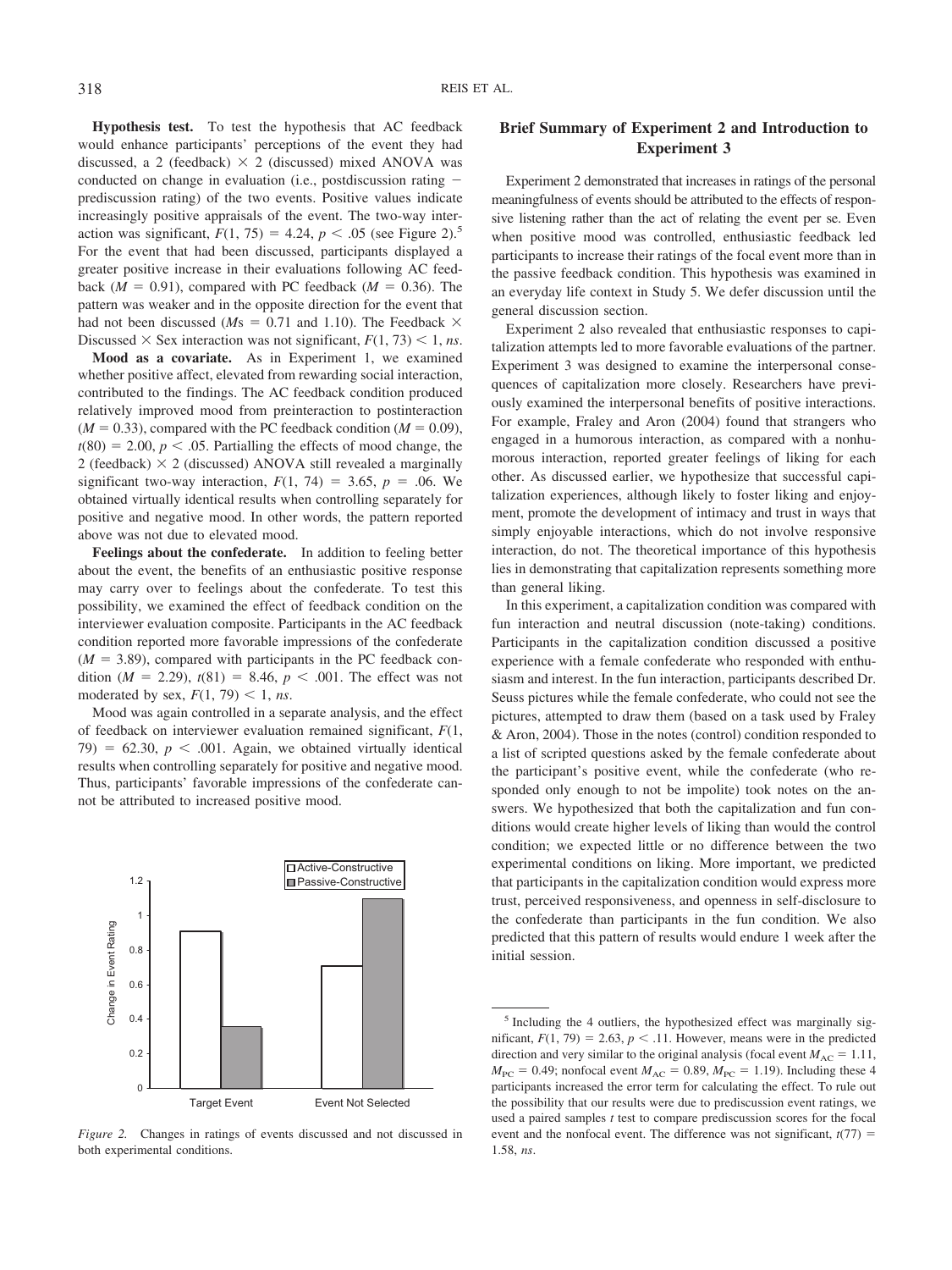**Hypothesis test.** To test the hypothesis that AC feedback would enhance participants' perceptions of the event they had discussed, a 2 (feedback) × 2 (discussed) mixed ANOVA was conducted on change in evaluation (i.e., postdiscussion rating − prediscussion rating) of the two events. Positive values indicate increasingly positive appraisals of the event. The two-way interaction was significant, $F(1, 75) = 4.24$, $p < .05$ (see Figure 2).[5] For the event that had been discussed, participants displayed a greater positive increase in their evaluations following AC feedback ($M = 0.91$), compared with PC feedback ($M = 0.36$). The pattern was weaker and in the opposite direction for the event that had not been discussed ($M$s = 0.71 and 1.10). The Feedback × Discussed × Sex interaction was not significant, $F(1, 73) < 1$, *ns*.

**Mood as a covariate.** As in Experiment 1, we examined whether positive affect, elevated from rewarding social interaction, contributed to the findings. The AC feedback condition produced relatively improved mood from preinteraction to postinteraction ($M = 0.33$), compared with the PC feedback condition ($M = 0.09$), $t(80) = 2.00$, $p < .05$. Partialling the effects of mood change, the 2 (feedback) × 2 (discussed) ANOVA still revealed a marginally significant two-way interaction, $F(1, 74) = 3.65$, $p = .06$. We obtained virtually identical results when controlling separately for positive and negative mood. In other words, the pattern reported above was not due to elevated mood.

**Feelings about the confederate.** In addition to feeling better about the event, the benefits of an enthusiastic positive response may carry over to feelings about the confederate. To test this possibility, we examined the effect of feedback condition on the interviewer evaluation composite. Participants in the AC feedback condition reported more favorable impressions of the confederate ($M = 3.89$), compared with participants in the PC feedback condition ($M = 2.29$), $t(81) = 8.46$, $p < .001$. The effect was not moderated by sex, $F(1, 79) < 1$, *ns*.

Mood was again controlled in a separate analysis, and the effect of feedback on interviewer evaluation remained significant, $F(1, 79) = 62.30$, $p < .001$. Again, we obtained virtually identical results when controlling separately for positive and negative mood. Thus, participants' favorable impressions of the confederate cannot be attributed to increased positive mood.

Active-Constructive
Passive-Constructive
1.2
1
0.8
0.6
0.4
0.2
0
Change in Event Rating
Target Event
Event Not Selected

*Figure 2.* Changes in ratings of events discussed and not discussed in both experimental conditions.

## Brief Summary of Experiment 2 and Introduction to Experiment 3

Experiment 2 demonstrated that increases in ratings of the personal meaningfulness of events should be attributed to the effects of responsive listening rather than the act of relating the event per se. Even when positive mood was controlled, enthusiastic feedback led participants to increase their ratings of the focal event more than in the passive feedback condition. This hypothesis was examined in an everyday life context in Study 5. We defer discussion until the general discussion section.

Experiment 2 also revealed that enthusiastic responses to capitalization attempts led to more favorable evaluations of the partner. Experiment 3 was designed to examine the interpersonal consequences of capitalization more closely. Researchers have previously examined the interpersonal benefits of positive interactions. For example, Fraley and Aron (2004) found that strangers who engaged in a humorous interaction, as compared with a nonhumorous interaction, reported greater feelings of liking for each other. As discussed earlier, we hypothesize that successful capitalization experiences, although likely to foster liking and enjoyment, promote the development of intimacy and trust in ways that simply enjoyable interactions, which do not involve responsive interaction, do not. The theoretical importance of this hypothesis lies in demonstrating that capitalization represents something more than general liking.

In this experiment, a capitalization condition was compared with fun interaction and neutral discussion (note-taking) conditions. Participants in the capitalization condition discussed a positive experience with a female confederate who responded with enthusiasm and interest. In the fun interaction, participants described Dr. Seuss pictures while the female confederate, who could not see the pictures, attempted to draw them (based on a task used by Fraley & Aron, 2004). Those in the notes (control) condition responded to a list of scripted questions asked by the female confederate about the participant's positive event, while the confederate (who responded only enough to not be impolite) took notes on the answers. We hypothesized that both the capitalization and fun conditions would create higher levels of liking than would the control condition; we expected little or no difference between the two experimental conditions on liking. More important, we predicted that participants in the capitalization condition would express more trust, perceived responsiveness, and openness in self-disclosure to the confederate than participants in the fun condition. We also predicted that this pattern of results would endure 1 week after the initial session.

[5] Including the 4 outliers, the hypothesized effect was marginally significant, $F(1, 79) = 2.63$, $p < .11$. However, means were in the predicted direction and very similar to the original analysis (focal event $M_{AC} = 1.11$, $M_{PC} = 0.49$; nonfocal event $M_{AC} = 0.89$, $M_{PC} = 1.19$). Including these 4 participants increased the error term for calculating the effect. To rule out the possibility that our results were due to prediscussion event ratings, we used a paired samples $t$ test to compare prediscussion scores for the focal event and the nonfocal event. The difference was not significant, $t(77) = 1.58$, *ns*.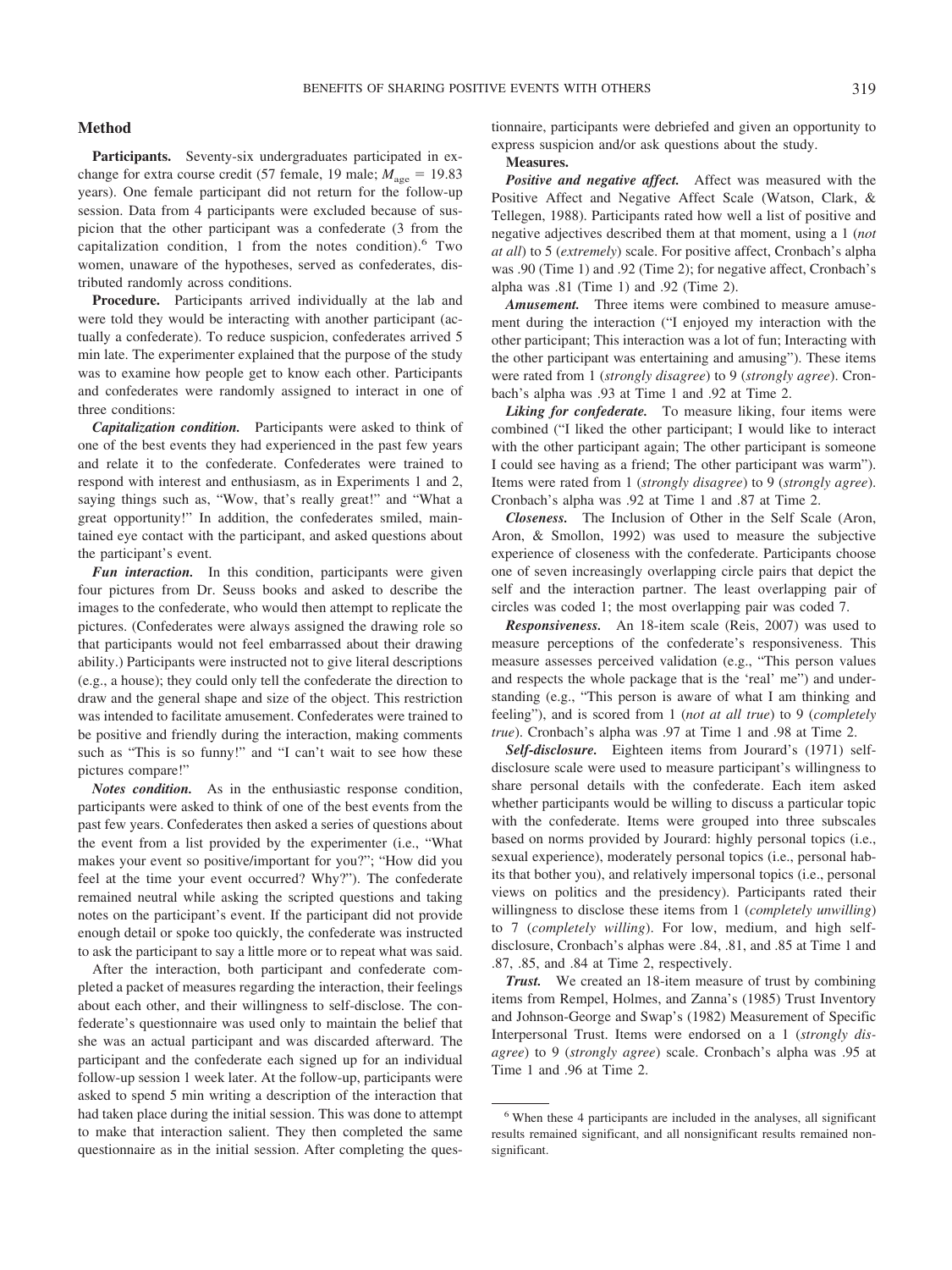## Method

**Participants.** Seventy-six undergraduates participated in exchange for extra course credit (57 female, 19 male; $M_{age}$ = 19.83 years). One female participant did not return for the follow-up session. Data from 4 participants were excluded because of suspicion that the other participant was a confederate (3 from the capitalization condition, 1 from the notes condition).[6] Two women, unaware of the hypotheses, served as confederates, distributed randomly across conditions.

**Procedure.** Participants arrived individually at the lab and were told they would be interacting with another participant (actually a confederate). To reduce suspicion, confederates arrived 5 min late. The experimenter explained that the purpose of the study was to examine how people get to know each other. Participants and confederates were randomly assigned to interact in one of three conditions:

***Capitalization condition.*** Participants were asked to think of one of the best events they had experienced in the past few years and relate it to the confederate. Confederates were trained to respond with interest and enthusiasm, as in Experiments 1 and 2, saying things such as, "Wow, that's really great!" and "What a great opportunity!" In addition, the confederates smiled, maintained eye contact with the participant, and asked questions about the participant's event.

***Fun interaction.*** In this condition, participants were given four pictures from Dr. Seuss books and asked to describe the images to the confederate, who would then attempt to replicate the pictures. (Confederates were always assigned the drawing role so that participants would not feel embarrassed about their drawing ability.) Participants were instructed not to give literal descriptions (e.g., a house); they could only tell the confederate the direction to draw and the general shape and size of the object. This restriction was intended to facilitate amusement. Confederates were trained to be positive and friendly during the interaction, making comments such as "This is so funny!" and "I can't wait to see how these pictures compare!"

***Notes condition.*** As in the enthusiastic response condition, participants were asked to think of one of the best events from the past few years. Confederates then asked a series of questions about the event from a list provided by the experimenter (i.e., "What makes your event so positive/important for you?"; "How did you feel at the time your event occurred? Why?"). The confederate remained neutral while asking the scripted questions and taking notes on the participant's event. If the participant did not provide enough detail or spoke too quickly, the confederate was instructed to ask the participant to say a little more or to repeat what was said.

After the interaction, both participant and confederate completed a packet of measures regarding the interaction, their feelings about each other, and their willingness to self-disclose. The confederate's questionnaire was used only to maintain the belief that she was an actual participant and was discarded afterward. The participant and the confederate each signed up for an individual follow-up session 1 week later. At the follow-up, participants were asked to spend 5 min writing a description of the interaction that had taken place during the initial session. This was done to attempt to make that interaction salient. They then completed the same questionnaire as in the initial session. After completing the questionnaire, participants were debriefed and given an opportunity to express suspicion and/or ask questions about the study.

**Measures.**

***Positive and negative affect.*** Affect was measured with the Positive Affect and Negative Affect Scale (Watson, Clark, & Tellegen, 1988). Participants rated how well a list of positive and negative adjectives described them at that moment, using a 1 (*not at all*) to 5 (*extremely*) scale. For positive affect, Cronbach's alpha was .90 (Time 1) and .92 (Time 2); for negative affect, Cronbach's alpha was .81 (Time 1) and .92 (Time 2).

***Amusement.*** Three items were combined to measure amusement during the interaction ("I enjoyed my interaction with the other participant; This interaction was a lot of fun; Interacting with the other participant was entertaining and amusing"). These items were rated from 1 (*strongly disagree*) to 9 (*strongly agree*). Cronbach's alpha was .93 at Time 1 and .92 at Time 2.

***Liking for confederate.*** To measure liking, four items were combined ("I liked the other participant; I would like to interact with the other participant again; The other participant is someone I could see having as a friend; The other participant was warm"). Items were rated from 1 (*strongly disagree*) to 9 (*strongly agree*). Cronbach's alpha was .92 at Time 1 and .87 at Time 2.

***Closeness.*** The Inclusion of Other in the Self Scale (Aron, Aron, & Smollon, 1992) was used to measure the subjective experience of closeness with the confederate. Participants choose one of seven increasingly overlapping circle pairs that depict the self and the interaction partner. The least overlapping pair of circles was coded 1; the most overlapping pair was coded 7.

***Responsiveness.*** An 18-item scale (Reis, 2007) was used to measure perceptions of the confederate's responsiveness. This measure assesses perceived validation (e.g., "This person values and respects the whole package that is the 'real' me") and understanding (e.g., "This person is aware of what I am thinking and feeling"), and is scored from 1 (*not at all true*) to 9 (*completely true*). Cronbach's alpha was .97 at Time 1 and .98 at Time 2.

***Self-disclosure.*** Eighteen items from Jourard's (1971) self-disclosure scale were used to measure participant's willingness to share personal details with the confederate. Each item asked whether participants would be willing to discuss a particular topic with the confederate. Items were grouped into three subscales based on norms provided by Jourard: highly personal topics (i.e., sexual experience), moderately personal topics (i.e., personal habits that bother you), and relatively impersonal topics (i.e., personal views on politics and the presidency). Participants rated their willingness to disclose these items from 1 (*completely unwilling*) to 7 (*completely willing*). For low, medium, and high self-disclosure, Cronbach's alphas were .84, .81, and .85 at Time 1 and .87, .85, and .84 at Time 2, respectively.

***Trust.*** We created an 18-item measure of trust by combining items from Rempel, Holmes, and Zanna's (1985) Trust Inventory and Johnson-George and Swap's (1982) Measurement of Specific Interpersonal Trust. Items were endorsed on a 1 (*strongly disagree*) to 9 (*strongly agree*) scale. Cronbach's alpha was .95 at Time 1 and .96 at Time 2.

---

[6] When these 4 participants are included in the analyses, all significant results remained significant, and all nonsignificant results remained nonsignificant.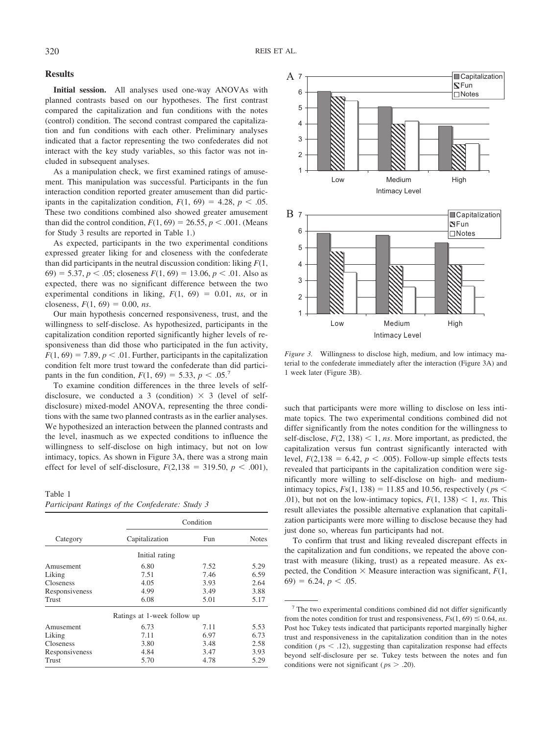## Results

**Initial session.** All analyses used one-way ANOVAs with planned contrasts based on our hypotheses. The first contrast compared the capitalization and fun conditions with the notes (control) condition. The second contrast compared the capitalization and fun conditions with each other. Preliminary analyses indicated that a factor representing the two confederates did not interact with the key study variables, so this factor was not included in subsequent analyses.

As a manipulation check, we first examined ratings of amusement. This manipulation was successful. Participants in the fun interaction condition reported greater amusement than did participants in the capitalization condition, $F(1, 69) = 4.28$, $p < .05$. These two conditions combined also showed greater amusement than did the control condition, $F(1, 69) = 26.55$, $p < .001$. (Means for Study 3 results are reported in Table 1.)

As expected, participants in the two experimental conditions expressed greater liking for and closeness with the confederate than did participants in the neutral discussion condition: liking $F(1, 69) = 5.37$, $p < .05$; closeness $F(1, 69) = 13.06$, $p < .01$. Also as expected, there was no significant difference between the two experimental conditions in liking, $F(1, 69) = 0.01$, *ns*, or in closeness, $F(1, 69) = 0.00$, *ns*.

Our main hypothesis concerned responsiveness, trust, and the willingness to self-disclose. As hypothesized, participants in the capitalization condition reported significantly higher levels of responsiveness than did those who participated in the fun activity, $F(1, 69) = 7.89$, $p < .01$. Further, participants in the capitalization condition felt more trust toward the confederate than did participants in the fun condition, $F(1, 69) = 5.33$, $p < .05$.[7]

To examine condition differences in the three levels of self-disclosure, we conducted a 3 (condition) $\times$ 3 (level of self-disclosure) mixed-model ANOVA, representing the three conditions with the same two planned contrasts as in the earlier analyses. We hypothesized an interaction between the planned contrasts and the level, inasmuch as we expected conditions to influence the willingness to self-disclose on high intimacy, but not on low intimacy, topics. As shown in Figure 3A, there was a strong main effect for level of self-disclosure, $F(2,138 = 319.50$, $p < .001)$, such that participants were more willing to disclose on less intimate topics. The two experimental conditions combined did not differ significantly from the notes condition for the willingness to self-disclose, $F(2, 138) < 1$, *ns*. More important, as predicted, the capitalization versus fun contrast significantly interacted with level, $F(2,138 = 6.42$, $p < .005)$. Follow-up simple effects tests revealed that participants in the capitalization condition were significantly more willing to self-disclose on high- and medium-intimacy topics, $Fs(1, 138) = 11.85$ and $10.56$, respectively ($ps < .01$), but not on the low-intimacy topics, $F(1, 138) < 1$, *ns*. This result alleviates the possible alternative explanation that capitalization participants were more willing to disclose because they had just done so, whereas fun participants had not.

To confirm that trust and liking revealed discrepant effects in the capitalization and fun conditions, we repeated the above contrast with measure (liking, trust) as a repeated measure. As expected, the Condition $\times$ Measure interaction was significant, $F(1, 69) = 6.24$, $p < .05$.

Table 1
*Participant Ratings of the Confederate: Study 3*

| Category | Capitalization | Fun | Notes |
|---|---|---|---|
| | Initial rating | | |
| Amusement | 6.80 | 7.52 | 5.29 |
| Liking | 7.51 | 7.46 | 6.59 |
| Closeness | 4.05 | 3.93 | 2.64 |
| Responsiveness | 4.99 | 3.49 | 3.88 |
| Trust | 6.08 | 5.01 | 5.17 |
| | Ratings at 1-week follow up | | |
| Amusement | 6.73 | 7.11 | 5.53 |
| Liking | 7.11 | 6.97 | 6.73 |
| Closeness | 3.80 | 3.48 | 2.58 |
| Responsiveness | 4.84 | 3.47 | 3.93 |
| Trust | 5.70 | 4.78 | 5.29 |

*Figure 3.* Willingness to disclose high, medium, and low intimacy material to the confederate immediately after the interaction (Figure 3A) and 1 week later (Figure 3B).

[7] The two experimental conditions combined did not differ significantly from the notes condition for trust and responsiveness, $Fs(1, 69) \leq 0.64$, *ns*. Post hoc Tukey tests indicated that participants reported marginally higher trust and responsiveness in the capitalization condition than in the notes condition ($ps < .12$), suggesting than capitalization response had effects beyond self-disclosure per se. Tukey tests between the notes and fun conditions were not significant ($ps > .20$).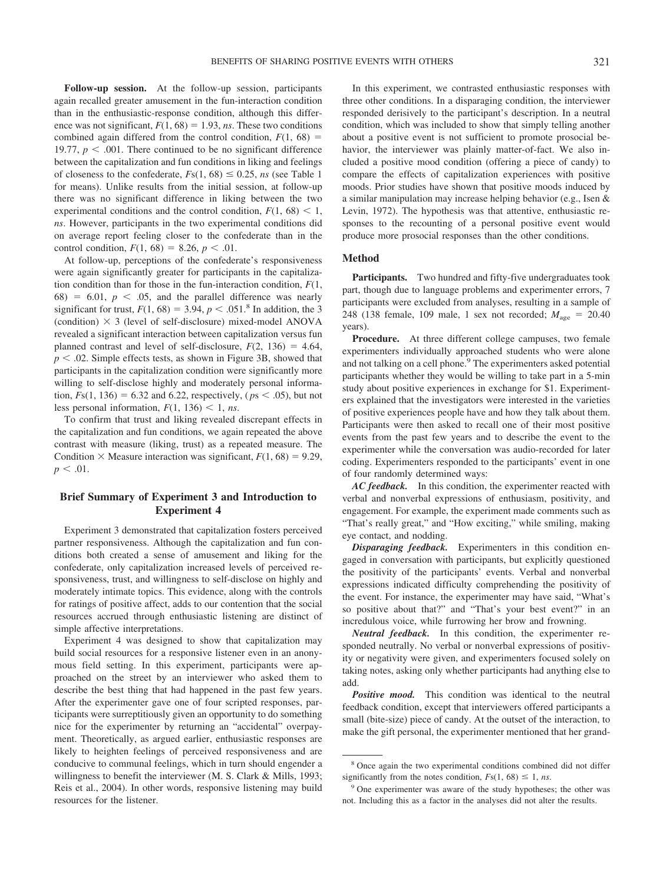**Follow-up session.** At the follow-up session, participants again recalled greater amusement in the fun-interaction condition than in the enthusiastic-response condition, although this difference was not significant, $F(1, 68) = 1.93$, *ns*. These two conditions combined again differed from the control condition, $F(1, 68) = 19.77$, $p < .001$. There continued to be no significant difference between the capitalization and fun conditions in liking and feelings of closeness to the confederate, $Fs(1, 68) \leq 0.25$, *ns* (see Table 1 for means). Unlike results from the initial session, at follow-up there was no significant difference in liking between the two experimental conditions and the control condition, $F(1, 68) < 1$, *ns*. However, participants in the two experimental conditions did on average report feeling closer to the confederate than in the control condition, $F(1, 68) = 8.26$, $p < .01$.

At follow-up, perceptions of the confederate's responsiveness were again significantly greater for participants in the capitalization condition than for those in the fun-interaction condition, $F(1, 68) = 6.01$, $p < .05$, and the parallel difference was nearly significant for trust, $F(1, 68) = 3.94$, $p < .051$.[8] In addition, the 3 (condition) $\times$ 3 (level of self-disclosure) mixed-model ANOVA revealed a significant interaction between capitalization versus fun planned contrast and level of self-disclosure, $F(2, 136) = 4.64$, $p < .02$. Simple effects tests, as shown in Figure 3B, showed that participants in the capitalization condition were significantly more willing to self-disclose highly and moderately personal information, $Fs(1, 136) = 6.32$ and $6.22$, respectively, ($ps < .05$), but not less personal information, $F(1, 136) < 1$, *ns*.

To confirm that trust and liking revealed discrepant effects in the capitalization and fun conditions, we again repeated the above contrast with measure (liking, trust) as a repeated measure. The Condition $\times$ Measure interaction was significant, $F(1, 68) = 9.29$, $p < .01$.

## Brief Summary of Experiment 3 and Introduction to Experiment 4

Experiment 3 demonstrated that capitalization fosters perceived partner responsiveness. Although the capitalization and fun conditions both created a sense of amusement and liking for the confederate, only capitalization increased levels of perceived responsiveness, trust, and willingness to self-disclose on highly and moderately intimate topics. This evidence, along with the controls for ratings of positive affect, adds to our contention that the social resources accrued through enthusiastic listening are distinct of simple affective interpretations.

Experiment 4 was designed to show that capitalization may build social resources for a responsive listener even in an anonymous field setting. In this experiment, participants were approached on the street by an interviewer who asked them to describe the best thing that had happened in the past few years. After the experimenter gave one of four scripted responses, participants were surreptitiously given an opportunity to do something nice for the experimenter by returning an "accidental" overpayment. Theoretically, as argued earlier, enthusiastic responses are likely to heighten feelings of perceived responsiveness and are conducive to communal feelings, which in turn should engender a willingness to benefit the interviewer (M. S. Clark & Mills, 1993; Reis et al., 2004). In other words, responsive listening may build resources for the listener.

In this experiment, we contrasted enthusiastic responses with three other conditions. In a disparaging condition, the interviewer responded derisively to the participant's description. In a neutral condition, which was included to show that simply telling another about a positive event is not sufficient to promote prosocial behavior, the interviewer was plainly matter-of-fact. We also included a positive mood condition (offering a piece of candy) to compare the effects of capitalization experiences with positive moods. Prior studies have shown that positive moods induced by a similar manipulation may increase helping behavior (e.g., Isen & Levin, 1972). The hypothesis was that attentive, enthusiastic responses to the recounting of a personal positive event would produce more prosocial responses than the other conditions.

### Method

**Participants.** Two hundred and fifty-five undergraduates took part, though due to language problems and experimenter errors, 7 participants were excluded from analyses, resulting in a sample of 248 (138 female, 109 male, 1 sex not recorded; $M_{age} = 20.40$ years).

**Procedure.** At three different college campuses, two female experimenters individually approached students who were alone and not talking on a cell phone.[9] The experimenters asked potential participants whether they would be willing to take part in a 5-min study about positive experiences in exchange for \$1. Experimenters explained that the investigators were interested in the varieties of positive experiences people have and how they talk about them. Participants were then asked to recall one of their most positive events from the past few years and to describe the event to the experimenter while the conversation was audio-recorded for later coding. Experimenters responded to the participants' event in one of four randomly determined ways:

***AC feedback.*** In this condition, the experimenter reacted with verbal and nonverbal expressions of enthusiasm, positivity, and engagement. For example, the experiment made comments such as "That's really great," and "How exciting," while smiling, making eye contact, and nodding.

***Disparaging feedback.*** Experimenters in this condition engaged in conversation with participants, but explicitly questioned the positivity of the participants' events. Verbal and nonverbal expressions indicated difficulty comprehending the positivity of the event. For instance, the experimenter may have said, "What's so positive about that?" and "That's your best event?" in an incredulous voice, while furrowing her brow and frowning.

***Neutral feedback.*** In this condition, the experimenter responded neutrally. No verbal or nonverbal expressions of positivity or negativity were given, and experimenters focused solely on taking notes, asking only whether participants had anything else to add.

***Positive mood.*** This condition was identical to the neutral feedback condition, except that interviewers offered participants a small (bite-size) piece of candy. At the outset of the interaction, to make the gift personal, the experimenter mentioned that her grand-

---

[8] Once again the two experimental conditions combined did not differ significantly from the notes condition, $Fs(1, 68) \leq 1$, *ns*.

[9] One experimenter was aware of the study hypotheses; the other was not. Including this as a factor in the analyses did not alter the results.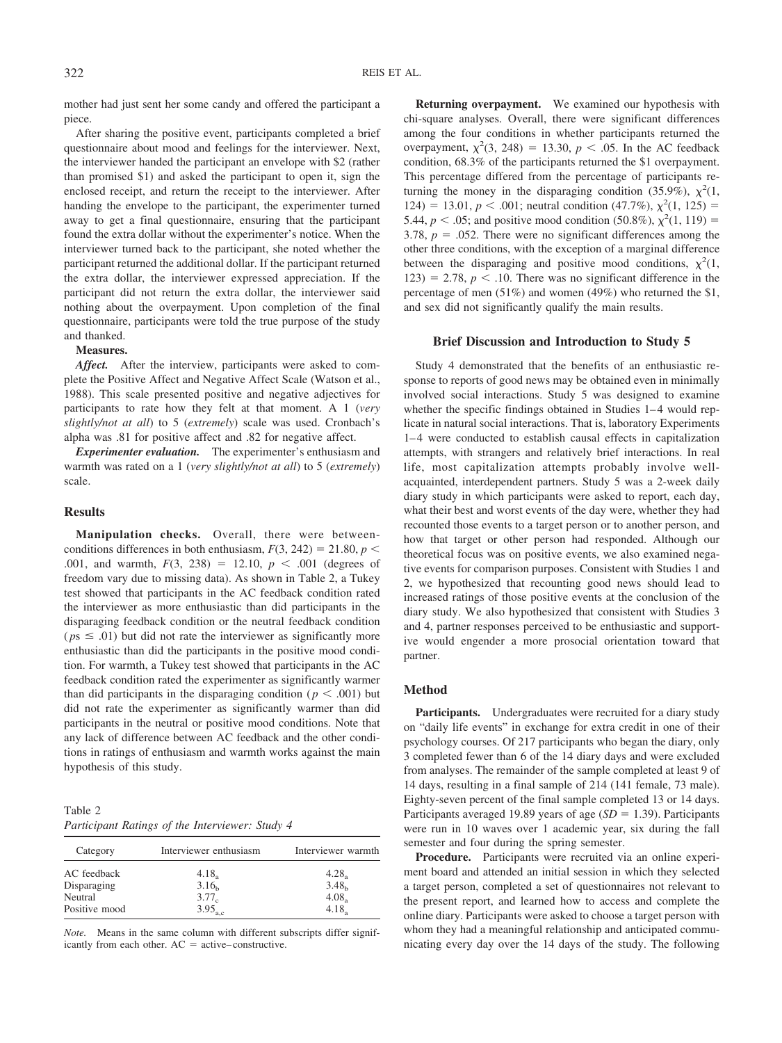mother had just sent her some candy and offered the participant a piece.

After sharing the positive event, participants completed a brief questionnaire about mood and feelings for the interviewer. Next, the interviewer handed the participant an envelope with \$2 (rather than promised \$1) and asked the participant to open it, sign the enclosed receipt, and return the receipt to the interviewer. After handing the envelope to the participant, the experimenter turned away to get a final questionnaire, ensuring that the participant found the extra dollar without the experimenter's notice. When the interviewer turned back to the participant, she noted whether the participant returned the additional dollar. If the participant returned the extra dollar, the interviewer expressed appreciation. If the participant did not return the extra dollar, the interviewer said nothing about the overpayment. Upon completion of the final questionnaire, participants were told the true purpose of the study and thanked.

**Measures.**

***Affect.*** After the interview, participants were asked to complete the Positive Affect and Negative Affect Scale (Watson et al., 1988). This scale presented positive and negative adjectives for participants to rate how they felt at that moment. A 1 (*very slightly/not at all*) to 5 (*extremely*) scale was used. Cronbach's alpha was .81 for positive affect and .82 for negative affect.

***Experimenter evaluation.*** The experimenter's enthusiasm and warmth was rated on a 1 (*very slightly/not at all*) to 5 (*extremely*) scale.

## Results

**Manipulation checks.** Overall, there were between-conditions differences in both enthusiasm, $F(3, 242) = 21.80$, $p < .001$, and warmth, $F(3, 238) = 12.10$, $p < .001$ (degrees of freedom vary due to missing data). As shown in Table 2, a Tukey test showed that participants in the AC feedback condition rated the interviewer as more enthusiastic than did participants in the disparaging feedback condition or the neutral feedback condition ($ps \leq .01$) but did not rate the interviewer as significantly more enthusiastic than did the participants in the positive mood condition. For warmth, a Tukey test showed that participants in the AC feedback condition rated the experimenter as significantly warmer than did participants in the disparaging condition ($p < .001$) but did not rate the experimenter as significantly warmer than did participants in the neutral or positive mood conditions. Note that any lack of difference between AC feedback and the other conditions in ratings of enthusiasm and warmth works against the main hypothesis of this study.

Table 2
*Participant Ratings of the Interviewer: Study 4*

| Category | Interviewer enthusiasm | Interviewer warmth |
|---|---|---|
| AC feedback | $4.18_a$ | $4.28_a$ |
| Disparaging | $3.16_b$ | $3.48_b$ |
| Neutral | $3.77_c$ | $4.08_a$ |
| Positive mood | $3.95_{a,c}$ | $4.18_a$ |

*Note.* Means in the same column with different subscripts differ significantly from each other. AC = active–constructive.

**Returning overpayment.** We examined our hypothesis with chi-square analyses. Overall, there were significant differences among the four conditions in whether participants returned the overpayment, $\chi^2(3, 248) = 13.30$, $p < .05$. In the AC feedback condition, 68.3% of the participants returned the \$1 overpayment. This percentage differed from the percentage of participants returning the money in the disparaging condition (35.9%), $\chi^2(1, 124) = 13.01$, $p < .001$; neutral condition (47.7%), $\chi^2(1, 125) = 5.44$, $p < .05$; and positive mood condition (50.8%), $\chi^2(1, 119) = 3.78$, $p = .052$. There were no significant differences among the other three conditions, with the exception of a marginal difference between the disparaging and positive mood conditions, $\chi^2(1, 123) = 2.78$, $p < .10$. There was no significant difference in the percentage of men (51%) and women (49%) who returned the \$1, and sex did not significantly qualify the main results.

### Brief Discussion and Introduction to Study 5

Study 4 demonstrated that the benefits of an enthusiastic response to reports of good news may be obtained even in minimally involved social interactions. Study 5 was designed to examine whether the specific findings obtained in Studies 1–4 would replicate in natural social interactions. That is, laboratory Experiments 1–4 were conducted to establish causal effects in capitalization attempts, with strangers and relatively brief interactions. In real life, most capitalization attempts probably involve well-acquainted, interdependent partners. Study 5 was a 2-week daily diary study in which participants were asked to report, each day, what their best and worst events of the day were, whether they had recounted those events to a target person or to another person, and how that target or other person had responded. Although our theoretical focus was on positive events, we also examined negative events for comparison purposes. Consistent with Studies 1 and 2, we hypothesized that recounting good news should lead to increased ratings of those positive events at the conclusion of the diary study. We also hypothesized that consistent with Studies 3 and 4, partner responses perceived to be enthusiastic and supportive would engender a more prosocial orientation toward that partner.

## Method

**Participants.** Undergraduates were recruited for a diary study on "daily life events" in exchange for extra credit in one of their psychology courses. Of 217 participants who began the diary, only 3 completed fewer than 6 of the 14 diary days and were excluded from analyses. The remainder of the sample completed at least 9 of 14 days, resulting in a final sample of 214 (141 female, 73 male). Eighty-seven percent of the final sample completed 13 or 14 days. Participants averaged 19.89 years of age ($SD = 1.39$). Participants were run in 10 waves over 1 academic year, six during the fall semester and four during the spring semester.

**Procedure.** Participants were recruited via an online experiment board and attended an initial session in which they selected a target person, completed a set of questionnaires not relevant to the present report, and learned how to access and complete the online diary. Participants were asked to choose a target person with whom they had a meaningful relationship and anticipated communicating every day over the 14 days of the study. The following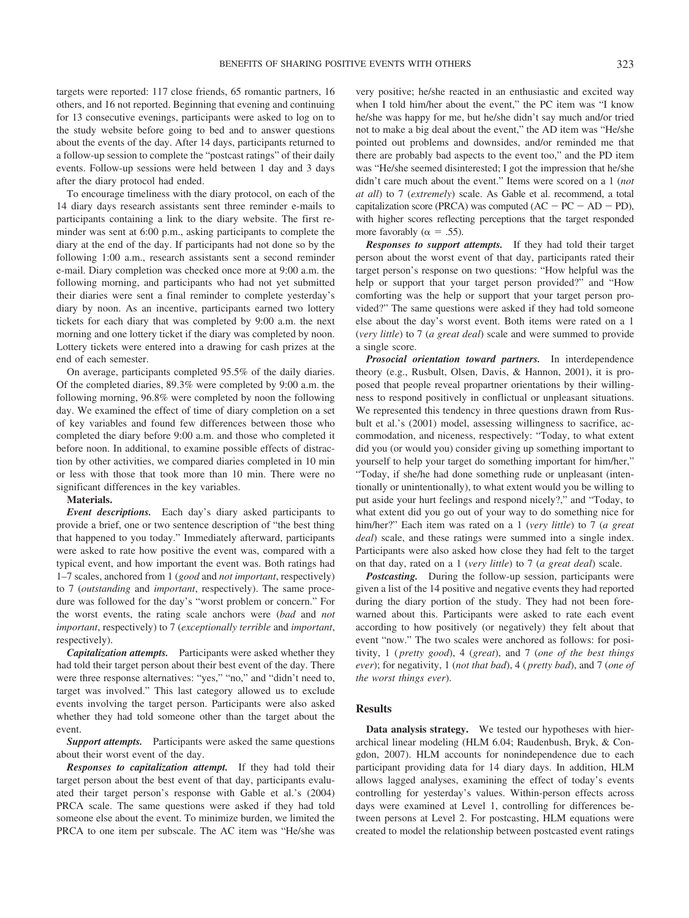targets were reported: 117 close friends, 65 romantic partners, 16 others, and 16 not reported. Beginning that evening and continuing for 13 consecutive evenings, participants were asked to log on to the study website before going to bed and to answer questions about the events of the day. After 14 days, participants returned to a follow-up session to complete the "postcast ratings" of their daily events. Follow-up sessions were held between 1 day and 3 days after the diary protocol had ended.

To encourage timeliness with the diary protocol, on each of the 14 diary days research assistants sent three reminder e-mails to participants containing a link to the diary website. The first reminder was sent at 6:00 p.m., asking participants to complete the diary at the end of the day. If participants had not done so by the following 1:00 a.m., research assistants sent a second reminder e-mail. Diary completion was checked once more at 9:00 a.m. the following morning, and participants who had not yet submitted their diaries were sent a final reminder to complete yesterday's diary by noon. As an incentive, participants earned two lottery tickets for each diary that was completed by 9:00 a.m. the next morning and one lottery ticket if the diary was completed by noon. Lottery tickets were entered into a drawing for cash prizes at the end of each semester.

On average, participants completed 95.5% of the daily diaries. Of the completed diaries, 89.3% were completed by 9:00 a.m. the following morning, 96.8% were completed by noon the following day. We examined the effect of time of diary completion on a set of key variables and found few differences between those who completed the diary before 9:00 a.m. and those who completed it before noon. In additional, to examine possible effects of distraction by other activities, we compared diaries completed in 10 min or less with those that took more than 10 min. There were no significant differences in the key variables.

**Materials.**

***Event descriptions.*** Each day's diary asked participants to provide a brief, one or two sentence description of "the best thing that happened to you today." Immediately afterward, participants were asked to rate how positive the event was, compared with a typical event, and how important the event was. Both ratings had 1–7 scales, anchored from 1 (*good* and *not important*, respectively) to 7 (*outstanding* and *important*, respectively). The same procedure was followed for the day's "worst problem or concern." For the worst events, the rating scale anchors were (*bad* and *not important*, respectively) to 7 (*exceptionally terrible* and *important*, respectively).

***Capitalization attempts.*** Participants were asked whether they had told their target person about their best event of the day. There were three response alternatives: "yes," "no," and "didn't need to, target was involved." This last category allowed us to exclude events involving the target person. Participants were also asked whether they had told someone other than the target about the event.

***Support attempts.*** Participants were asked the same questions about their worst event of the day.

***Responses to capitalization attempt.*** If they had told their target person about the best event of that day, participants evaluated their target person's response with Gable et al.'s (2004) PRCA scale. The same questions were asked if they had told someone else about the event. To minimize burden, we limited the PRCA to one item per subscale. The AC item was "He/she was very positive; he/she reacted in an enthusiastic and excited way when I told him/her about the event," the PC item was "I know he/she was happy for me, but he/she didn't say much and/or tried not to make a big deal about the event," the AD item was "He/she pointed out problems and downsides, and/or reminded me that there are probably bad aspects to the event too," and the PD item was "He/she seemed disinterested; I got the impression that he/she didn't care much about the event." Items were scored on a 1 (*not at all*) to 7 (*extremely*) scale. As Gable et al. recommend, a total capitalization score (PRCA) was computed (AC − PC − AD − PD), with higher scores reflecting perceptions that the target responded more favorably ($\alpha = .55$).

***Responses to support attempts.*** If they had told their target person about the worst event of that day, participants rated their target person's response on two questions: "How helpful was the help or support that your target person provided?" and "How comforting was the help or support that your target person provided?" The same questions were asked if they had told someone else about the day's worst event. Both items were rated on a 1 (*very little*) to 7 (*a great deal*) scale and were summed to provide a single score.

***Prosocial orientation toward partners.*** In interdependence theory (e.g., Rusbult, Olsen, Davis, & Hannon, 2001), it is proposed that people reveal propartner orientations by their willingness to respond positively in conflictual or unpleasant situations. We represented this tendency in three questions drawn from Rusbult et al.'s (2001) model, assessing willingness to sacrifice, accommodation, and niceness, respectively: "Today, to what extent did you (or would you) consider giving up something important to yourself to help your target do something important for him/her," "Today, if she/he had done something rude or unpleasant (intentionally or unintentionally), to what extent would you be willing to put aside your hurt feelings and respond nicely?," and "Today, to what extent did you go out of your way to do something nice for him/her?" Each item was rated on a 1 (*very little*) to 7 (*a great deal*) scale, and these ratings were summed into a single index. Participants were also asked how close they had felt to the target on that day, rated on a 1 (*very little*) to 7 (*a great deal*) scale.

***Postcasting.*** During the follow-up session, participants were given a list of the 14 positive and negative events they had reported during the diary portion of the study. They had not been forewarned about this. Participants were asked to rate each event according to how positively (or negatively) they felt about that event "now." The two scales were anchored as follows: for positivity, 1 (*pretty good*), 4 (*great*), and 7 (*one of the best things ever*); for negativity, 1 (*not that bad*), 4 (*pretty bad*), and 7 (*one of the worst things ever*).

## Results

**Data analysis strategy.** We tested our hypotheses with hierarchical linear modeling (HLM 6.04; Raudenbush, Bryk, & Congdon, 2007). HLM accounts for nonindependence due to each participant providing data for 14 diary days. In addition, HLM allows lagged analyses, examining the effect of today's events controlling for yesterday's values. Within-person effects across days were examined at Level 1, controlling for differences between persons at Level 2. For postcasting, HLM equations were created to model the relationship between postcasted event ratings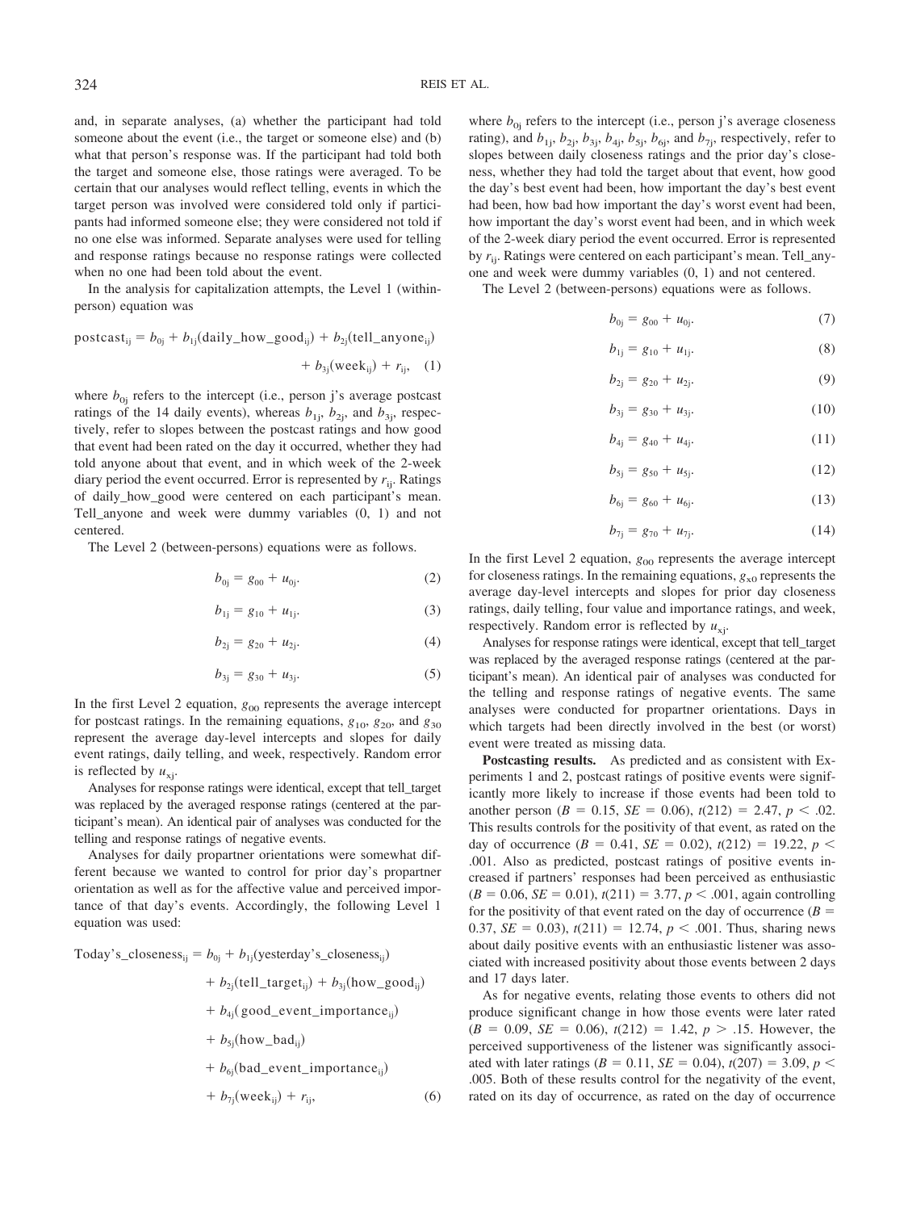and, in separate analyses, (a) whether the participant had told someone about the event (i.e., the target or someone else) and (b) what that person's response was. If the participant had told both the target and someone else, those ratings were averaged. To be certain that our analyses would reflect telling, events in which the target person was involved were considered told only if participants had informed someone else; they were considered not told if no one else was informed. Separate analyses were used for telling and response ratings because no response ratings were collected when no one had been told about the event.

In the analysis for capitalization attempts, the Level 1 (within-person) equation was

$$\text{postcast}_{ij} = b_{0j} + b_{1j}(\text{daily\_how\_good}_{ij}) + b_{2j}(\text{tell\_anyone}_{ij}) + b_{3j}(\text{week}_{ij}) + r_{ij}, \quad (1)$$

where $b_{0j}$ refers to the intercept (i.e., person j's average postcast ratings of the 14 daily events), whereas $b_{1j}$, $b_{2j}$, and $b_{3j}$, respectively, refer to slopes between the postcast ratings and how good that event had been rated on the day it occurred, whether they had told anyone about that event, and in which week of the 2-week diary period the event occurred. Error is represented by $r_{ij}$. Ratings of daily_how_good were centered on each participant's mean. Tell_anyone and week were dummy variables (0, 1) and not centered.

The Level 2 (between-persons) equations were as follows.

$$b_{0j} = g_{00} + u_{0j}. \quad (2)$$

$$b_{1j} = g_{10} + u_{1j}. \quad (3)$$

$$b_{2j} = g_{20} + u_{2j}. \quad (4)$$

$$b_{3j} = g_{30} + u_{3j}. \quad (5)$$

In the first Level 2 equation, $g_{00}$ represents the average intercept for postcast ratings. In the remaining equations, $g_{10}$, $g_{20}$, and $g_{30}$ represent the average day-level intercepts and slopes for daily event ratings, daily telling, and week, respectively. Random error is reflected by $u_{xj}$.

Analyses for response ratings were identical, except that tell_target was replaced by the averaged response ratings (centered at the participant's mean). An identical pair of analyses was conducted for the telling and response ratings of negative events.

Analyses for daily propartner orientations were somewhat different because we wanted to control for prior day's propartner orientation as well as for the affective value and perceived importance of that day's events. Accordingly, the following Level 1 equation was used:

$$\begin{aligned}\text{Today's\_closeness}_{ij} = b_{0j} &+ b_{1j}(\text{yesterday's\_closeness}_{ij}) \\ &+ b_{2j}(\text{tell\_target}_{ij}) + b_{3j}(\text{how\_good}_{ij}) \\ &+ b_{4j}(\text{good\_event\_importance}_{ij}) \\ &+ b_{5j}(\text{how\_bad}_{ij}) \\ &+ b_{6j}(\text{bad\_event\_importance}_{ij}) \\ &+ b_{7j}(\text{week}_{ij}) + r_{ij}, \quad (6)\end{aligned}$$

where $b_{0j}$ refers to the intercept (i.e., person j's average closeness rating), and $b_{1j}$, $b_{2j}$, $b_{3j}$, $b_{4j}$, $b_{5j}$, $b_{6j}$, and $b_{7j}$, respectively, refer to slopes between daily closeness ratings and the prior day's closeness, whether they had told the target about that event, how good the day's best event had been, how important the day's best event had been, how bad how important the day's worst event had been, how important the day's worst event had been, and in which week of the 2-week diary period the event occurred. Error is represented by $r_{ij}$. Ratings were centered on each participant's mean. Tell_anyone and week were dummy variables (0, 1) and not centered.

The Level 2 (between-persons) equations were as follows.

$$b_{0j} = g_{00} + u_{0j}. \quad (7)$$

$$b_{1j} = g_{10} + u_{1j}. \quad (8)$$

$$b_{2j} = g_{20} + u_{2j}. \quad (9)$$

$$b_{3j} = g_{30} + u_{3j}. \quad (10)$$

$$b_{4j} = g_{40} + u_{4j}. \quad (11)$$

$$b_{5j} = g_{50} + u_{5j}. \quad (12)$$

$$b_{6j} = g_{60} + u_{6j}. \quad (13)$$

$$b_{7j} = g_{70} + u_{7j}. \quad (14)$$

In the first Level 2 equation, $g_{00}$ represents the average intercept for closeness ratings. In the remaining equations, $g_{x0}$ represents the average day-level intercepts and slopes for prior day closeness ratings, daily telling, four value and importance ratings, and week, respectively. Random error is reflected by $u_{xj}$.

Analyses for response ratings were identical, except that tell_target was replaced by the averaged response ratings (centered at the participant's mean). An identical pair of analyses was conducted for the telling and response ratings of negative events. The same analyses were conducted for propartner orientations. Days in which targets had been directly involved in the best (or worst) event were treated as missing data.

**Postcasting results.** As predicted and as consistent with Experiments 1 and 2, postcast ratings of positive events were significantly more likely to increase if those events had been told to another person ($B = 0.15$, $SE = 0.06$), $t(212) = 2.47$, $p < .02$. This results controls for the positivity of that event, as rated on the day of occurrence ($B = 0.41$, $SE = 0.02$), $t(212) = 19.22$, $p < .001$. Also as predicted, postcast ratings of positive events increased if partners' responses had been perceived as enthusiastic ($B = 0.06$, $SE = 0.01$), $t(211) = 3.77$, $p < .001$, again controlling for the positivity of that event rated on the day of occurrence ($B = 0.37$, $SE = 0.03$), $t(211) = 12.74$, $p < .001$. Thus, sharing news about daily positive events with an enthusiastic listener was associated with increased positivity about those events between 2 days and 17 days later.

As for negative events, relating those events to others did not produce significant change in how those events were later rated ($B = 0.09$, $SE = 0.06$), $t(212) = 1.42$, $p > .15$. However, the perceived supportiveness of the listener was significantly associated with later ratings ($B = 0.11$, $SE = 0.04$), $t(207) = 3.09$, $p < .005$. Both of these results control for the negativity of the event, rated on its day of occurrence, as rated on the day of occurrence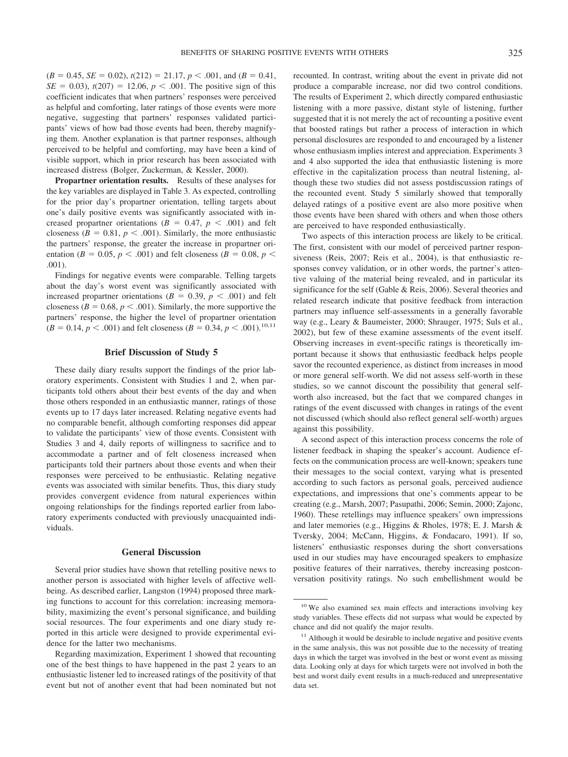($B = 0.45$, $SE = 0.02$), $t(212) = 21.17$, $p < .001$, and ($B = 0.41$, $SE = 0.03$), $t(207) = 12.06$, $p < .001$. The positive sign of this coefficient indicates that when partners' responses were perceived as helpful and comforting, later ratings of those events were more negative, suggesting that partners' responses validated participants' views of how bad those events had been, thereby magnifying them. Another explanation is that partner responses, although perceived to be helpful and comforting, may have been a kind of visible support, which in prior research has been associated with increased distress (Bolger, Zuckerman, & Kessler, 2000).

**Propartner orientation results.** Results of these analyses for the key variables are displayed in Table 3. As expected, controlling for the prior day's propartner orientation, telling targets about one's daily positive events was significantly associated with increased propartner orientations ($B = 0.47$, $p < .001$) and felt closeness ($B = 0.81$, $p < .001$). Similarly, the more enthusiastic the partners' response, the greater the increase in propartner orientation ($B = 0.05$, $p < .001$) and felt closeness ($B = 0.08$, $p < .001$).

Findings for negative events were comparable. Telling targets about the day's worst event was significantly associated with increased propartner orientations ($B = 0.39$, $p < .001$) and felt closeness ($B = 0.68$, $p < .001$). Similarly, the more supportive the partners' response, the higher the level of propartner orientation ($B = 0.14$, $p < .001$) and felt closeness ($B = 0.34$, $p < .001$).[10,11]

## Brief Discussion of Study 5

These daily diary results support the findings of the prior laboratory experiments. Consistent with Studies 1 and 2, when participants told others about their best events of the day and when those others responded in an enthusiastic manner, ratings of those events up to 17 days later increased. Relating negative events had no comparable benefit, although comforting responses did appear to validate the participants' view of those events. Consistent with Studies 3 and 4, daily reports of willingness to sacrifice and to accommodate a partner and of felt closeness increased when participants told their partners about those events and when their responses were perceived to be enthusiastic. Relating negative events was associated with similar benefits. Thus, this diary study provides convergent evidence from natural experiences within ongoing relationships for the findings reported earlier from laboratory experiments conducted with previously unacquainted individuals.

## General Discussion

Several prior studies have shown that retelling positive news to another person is associated with higher levels of affective well-being. As described earlier, Langston (1994) proposed three marking functions to account for this correlation: increasing memorability, maximizing the event's personal significance, and building social resources. The four experiments and one diary study reported in this article were designed to provide experimental evidence for the latter two mechanisms.

Regarding maximization, Experiment 1 showed that recounting one of the best things to have happened in the past 2 years to an enthusiastic listener led to increased ratings of the positivity of that event but not of another event that had been nominated but not recounted. In contrast, writing about the event in private did not produce a comparable increase, nor did two control conditions. The results of Experiment 2, which directly compared enthusiastic listening with a more passive, distant style of listening, further suggested that it is not merely the act of recounting a positive event that boosted ratings but rather a process of interaction in which personal disclosures are responded to and encouraged by a listener whose enthusiasm implies interest and appreciation. Experiments 3 and 4 also supported the idea that enthusiastic listening is more effective in the capitalization process than neutral listening, although these two studies did not assess postdiscussion ratings of the recounted event. Study 5 similarly showed that temporally delayed ratings of a positive event are also more positive when those events have been shared with others and when those others are perceived to have responded enthusiastically.

Two aspects of this interaction process are likely to be critical. The first, consistent with our model of perceived partner responsiveness (Reis, 2007; Reis et al., 2004), is that enthusiastic responses convey validation, or in other words, the partner's attentive valuing of the material being revealed, and in particular its significance for the self (Gable & Reis, 2006). Several theories and related research indicate that positive feedback from interaction partners may influence self-assessments in a generally favorable way (e.g., Leary & Baumeister, 2000; Shrauger, 1975; Suls et al., 2002), but few of these examine assessments of the event itself. Observing increases in event-specific ratings is theoretically important because it shows that enthusiastic feedback helps people savor the recounted experience, as distinct from increases in mood or more general self-worth. We did not assess self-worth in these studies, so we cannot discount the possibility that general self-worth also increased, but the fact that we compared changes in ratings of the event discussed with changes in ratings of the event not discussed (which should also reflect general self-worth) argues against this possibility.

A second aspect of this interaction process concerns the role of listener feedback in shaping the speaker's account. Audience effects on the communication process are well-known; speakers tune their messages to the social context, varying what is presented according to such factors as personal goals, perceived audience expectations, and impressions that one's comments appear to be creating (e.g., Marsh, 2007; Pasupathi, 2006; Semin, 2000; Zajonc, 1960). These retellings may influence speakers' own impressions and later memories (e.g., Higgins & Rholes, 1978; E. J. Marsh & Tversky, 2004; McCann, Higgins, & Fondacaro, 1991). If so, listeners' enthusiastic responses during the short conversations used in our studies may have encouraged speakers to emphasize positive features of their narratives, thereby increasing postconversation positivity ratings. No such embellishment would be

---

[10] We also examined sex main effects and interactions involving key study variables. These effects did not surpass what would be expected by chance and did not qualify the major results.

[11] Although it would be desirable to include negative and positive events in the same analysis, this was not possible due to the necessity of treating days in which the target was involved in the best or worst event as missing data. Looking only at days for which targets were not involved in both the best and worst daily event results in a much-reduced and unrepresentative data set.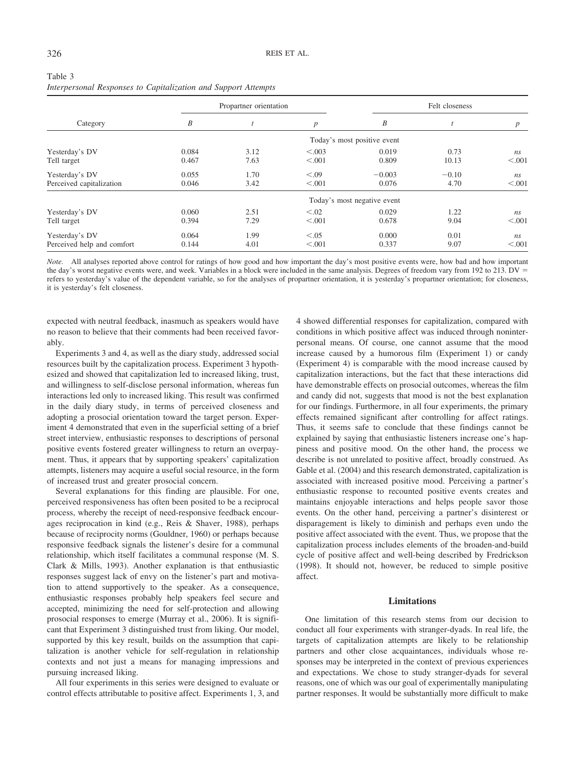Table 3
*Interpersonal Responses to Capitalization and Support Attempts*

| Category | Propartner orientation | | | Felt closeness | | |
|---|---|---|---|---|---|---|
| | *B* | *t* | *p* | *B* | *t* | *p* |
| | | | Today's most positive event | | | |
| Yesterday's DV | 0.084 | 3.12 | <.003 | 0.019 | 0.73 | *ns* |
| Tell target | 0.467 | 7.63 | <.001 | 0.809 | 10.13 | <.001 |
| Yesterday's DV | 0.055 | 1.70 | <.09 | −0.003 | −0.10 | *ns* |
| Perceived capitalization | 0.046 | 3.42 | <.001 | 0.076 | 4.70 | <.001 |
| | | | Today's most negative event | | | |
| Yesterday's DV | 0.060 | 2.51 | <.02 | 0.029 | 1.22 | *ns* |
| Tell target | 0.394 | 7.29 | <.001 | 0.678 | 9.04 | <.001 |
| Yesterday's DV | 0.064 | 1.99 | <.05 | 0.000 | 0.01 | *ns* |
| Perceived help and comfort | 0.144 | 4.01 | <.001 | 0.337 | 9.07 | <.001 |

*Note.* All analyses reported above control for ratings of how good and how important the day's most positive events were, how bad and how important the day's worst negative events were, and week. Variables in a block were included in the same analysis. Degrees of freedom vary from 192 to 213. DV = refers to yesterday's value of the dependent variable, so for the analyses of propartner orientation, it is yesterday's propartner orientation; for closeness, it is yesterday's felt closeness.

expected with neutral feedback, inasmuch as speakers would have no reason to believe that their comments had been received favorably.

Experiments 3 and 4, as well as the diary study, addressed social resources built by the capitalization process. Experiment 3 hypothesized and showed that capitalization led to increased liking, trust, and willingness to self-disclose personal information, whereas fun interactions led only to increased liking. This result was confirmed in the daily diary study, in terms of perceived closeness and adopting a prosocial orientation toward the target person. Experiment 4 demonstrated that even in the superficial setting of a brief street interview, enthusiastic responses to descriptions of personal positive events fostered greater willingness to return an overpayment. Thus, it appears that by supporting speakers' capitalization attempts, listeners may acquire a useful social resource, in the form of increased trust and greater prosocial concern.

Several explanations for this finding are plausible. For one, perceived responsiveness has often been posited to be a reciprocal process, whereby the receipt of need-responsive feedback encourages reciprocation in kind (e.g., Reis & Shaver, 1988), perhaps because of reciprocity norms (Gouldner, 1960) or perhaps because responsive feedback signals the listener's desire for a communal relationship, which itself facilitates a communal response (M. S. Clark & Mills, 1993). Another explanation is that enthusiastic responses suggest lack of envy on the listener's part and motivation to attend supportively to the speaker. As a consequence, enthusiastic responses probably help speakers feel secure and accepted, minimizing the need for self-protection and allowing prosocial responses to emerge (Murray et al., 2006). It is significant that Experiment 3 distinguished trust from liking. Our model, supported by this key result, builds on the assumption that capitalization is another vehicle for self-regulation in relationship contexts and not just a means for managing impressions and pursuing increased liking.

All four experiments in this series were designed to evaluate or control effects attributable to positive affect. Experiments 1, 3, and 4 showed differential responses for capitalization, compared with conditions in which positive affect was induced through noninterpersonal means. Of course, one cannot assume that the mood increase caused by a humorous film (Experiment 1) or candy (Experiment 4) is comparable with the mood increase caused by capitalization interactions, but the fact that these interactions did have demonstrable effects on prosocial outcomes, whereas the film and candy did not, suggests that mood is not the best explanation for our findings. Furthermore, in all four experiments, the primary effects remained significant after controlling for affect ratings. Thus, it seems safe to conclude that these findings cannot be explained by saying that enthusiastic listeners increase one's happiness and positive mood. On the other hand, the process we describe is not unrelated to positive affect, broadly construed. As Gable et al. (2004) and this research demonstrated, capitalization is associated with increased positive mood. Perceiving a partner's enthusiastic response to recounted positive events creates and maintains enjoyable interactions and helps people savor those events. On the other hand, perceiving a partner's disinterest or disparagement is likely to diminish and perhaps even undo the positive affect associated with the event. Thus, we propose that the capitalization process includes elements of the broaden-and-build cycle of positive affect and well-being described by Fredrickson (1998). It should not, however, be reduced to simple positive affect.

## Limitations

One limitation of this research stems from our decision to conduct all four experiments with stranger-dyads. In real life, the targets of capitalization attempts are likely to be relationship partners and other close acquaintances, individuals whose responses may be interpreted in the context of previous experiences and expectations. We chose to study stranger-dyads for several reasons, one of which was our goal of experimentally manipulating partner responses. It would be substantially more difficult to make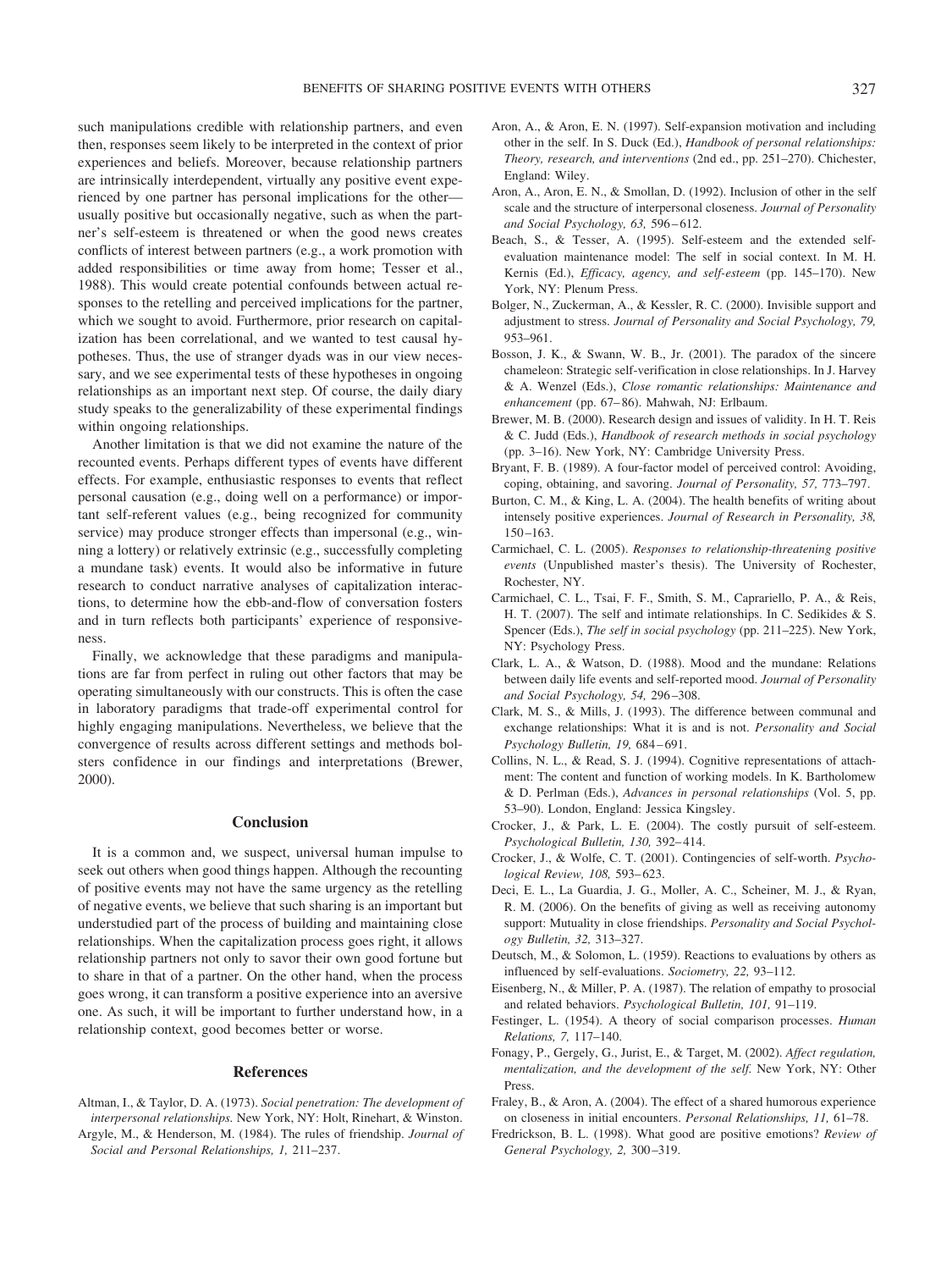such manipulations credible with relationship partners, and even then, responses seem likely to be interpreted in the context of prior experiences and beliefs. Moreover, because relationship partners are intrinsically interdependent, virtually any positive event experienced by one partner has personal implications for the other—usually positive but occasionally negative, such as when the partner's self-esteem is threatened or when the good news creates conflicts of interest between partners (e.g., a work promotion with added responsibilities or time away from home; Tesser et al., 1988). This would create potential confounds between actual responses to the retelling and perceived implications for the partner, which we sought to avoid. Furthermore, prior research on capitalization has been correlational, and we wanted to test causal hypotheses. Thus, the use of stranger dyads was in our view necessary, and we see experimental tests of these hypotheses in ongoing relationships as an important next step. Of course, the daily diary study speaks to the generalizability of these experimental findings within ongoing relationships.

Another limitation is that we did not examine the nature of the recounted events. Perhaps different types of events have different effects. For example, enthusiastic responses to events that reflect personal causation (e.g., doing well on a performance) or important self-referent values (e.g., being recognized for community service) may produce stronger effects than impersonal (e.g., winning a lottery) or relatively extrinsic (e.g., successfully completing a mundane task) events. It would also be informative in future research to conduct narrative analyses of capitalization interactions, to determine how the ebb-and-flow of conversation fosters and in turn reflects both participants' experience of responsiveness.

Finally, we acknowledge that these paradigms and manipulations are far from perfect in ruling out other factors that may be operating simultaneously with our constructs. This is often the case in laboratory paradigms that trade-off experimental control for highly engaging manipulations. Nevertheless, we believe that the convergence of results across different settings and methods bolsters confidence in our findings and interpretations (Brewer, 2000).

## Conclusion

It is a common and, we suspect, universal human impulse to seek out others when good things happen. Although the recounting of positive events may not have the same urgency as the retelling of negative events, we believe that such sharing is an important but understudied part of the process of building and maintaining close relationships. When the capitalization process goes right, it allows relationship partners not only to savor their own good fortune but to share in that of a partner. On the other hand, when the process goes wrong, it can transform a positive experience into an aversive one. As such, it will be important to further understand how, in a relationship context, good becomes better or worse.

## References

Altman, I., & Taylor, D. A. (1973). *Social penetration: The development of interpersonal relationships.* New York, NY: Holt, Rinehart, & Winston.

Argyle, M., & Henderson, M. (1984). The rules of friendship. *Journal of Social and Personal Relationships, 1,* 211–237.

Aron, A., & Aron, E. N. (1997). Self-expansion motivation and including other in the self. In S. Duck (Ed.), *Handbook of personal relationships: Theory, research, and interventions* (2nd ed., pp. 251–270). Chichester, England: Wiley.

Aron, A., Aron, E. N., & Smollan, D. (1992). Inclusion of other in the self scale and the structure of interpersonal closeness. *Journal of Personality and Social Psychology, 63,* 596–612.

Beach, S., & Tesser, A. (1995). Self-esteem and the extended self-evaluation maintenance model: The self in social context. In M. H. Kernis (Ed.), *Efficacy, agency, and self-esteem* (pp. 145–170). New York, NY: Plenum Press.

Bolger, N., Zuckerman, A., & Kessler, R. C. (2000). Invisible support and adjustment to stress. *Journal of Personality and Social Psychology, 79,* 953–961.

Bosson, J. K., & Swann, W. B., Jr. (2001). The paradox of the sincere chameleon: Strategic self-verification in close relationships. In J. Harvey & A. Wenzel (Eds.), *Close romantic relationships: Maintenance and enhancement* (pp. 67–86). Mahwah, NJ: Erlbaum.

Brewer, M. B. (2000). Research design and issues of validity. In H. T. Reis & C. Judd (Eds.), *Handbook of research methods in social psychology* (pp. 3–16). New York, NY: Cambridge University Press.

Bryant, F. B. (1989). A four-factor model of perceived control: Avoiding, coping, obtaining, and savoring. *Journal of Personality, 57,* 773–797.

Burton, C. M., & King, L. A. (2004). The health benefits of writing about intensely positive experiences. *Journal of Research in Personality, 38,* 150–163.

Carmichael, C. L. (2005). *Responses to relationship-threatening positive events* (Unpublished master's thesis). The University of Rochester, Rochester, NY.

Carmichael, C. L., Tsai, F. F., Smith, S. M., Caprariello, P. A., & Reis, H. T. (2007). The self and intimate relationships. In C. Sedikides & S. Spencer (Eds.), *The self in social psychology* (pp. 211–225). New York, NY: Psychology Press.

Clark, L. A., & Watson, D. (1988). Mood and the mundane: Relations between daily life events and self-reported mood. *Journal of Personality and Social Psychology, 54,* 296–308.

Clark, M. S., & Mills, J. (1993). The difference between communal and exchange relationships: What it is and is not. *Personality and Social Psychology Bulletin, 19,* 684–691.

Collins, N. L., & Read, S. J. (1994). Cognitive representations of attachment: The content and function of working models. In K. Bartholomew & D. Perlman (Eds.), *Advances in personal relationships* (Vol. 5, pp. 53–90). London, England: Jessica Kingsley.

Crocker, J., & Park, L. E. (2004). The costly pursuit of self-esteem. *Psychological Bulletin, 130,* 392–414.

Crocker, J., & Wolfe, C. T. (2001). Contingencies of self-worth. *Psychological Review, 108,* 593–623.

Deci, E. L., La Guardia, J. G., Moller, A. C., Scheiner, M. J., & Ryan, R. M. (2006). On the benefits of giving as well as receiving autonomy support: Mutuality in close friendships. *Personality and Social Psychology Bulletin, 32,* 313–327.

Deutsch, M., & Solomon, L. (1959). Reactions to evaluations by others as influenced by self-evaluations. *Sociometry, 22,* 93–112.

Eisenberg, N., & Miller, P. A. (1987). The relation of empathy to prosocial and related behaviors. *Psychological Bulletin, 101,* 91–119.

Festinger, L. (1954). A theory of social comparison processes. *Human Relations, 7,* 117–140.

Fonagy, P., Gergely, G., Jurist, E., & Target, M. (2002). *Affect regulation, mentalization, and the development of the self.* New York, NY: Other Press.

Fraley, B., & Aron, A. (2004). The effect of a shared humorous experience on closeness in initial encounters. *Personal Relationships, 11,* 61–78.

Fredrickson, B. L. (1998). What good are positive emotions? *Review of General Psychology, 2,* 300–319.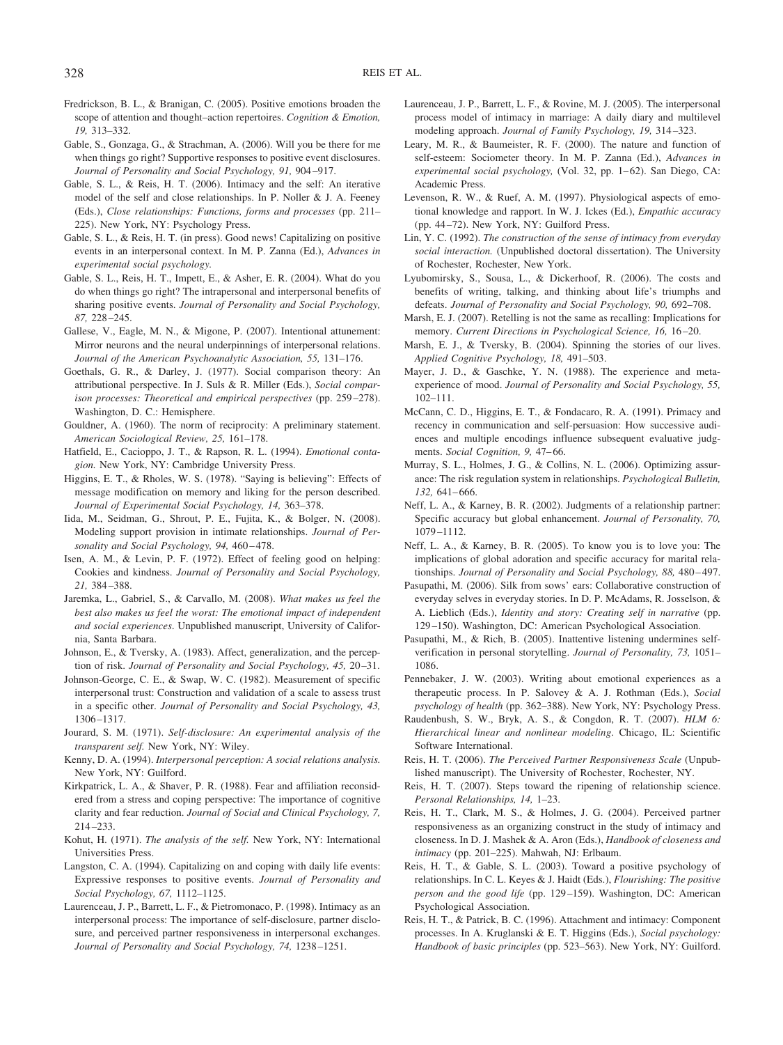Fredrickson, B. L., & Branigan, C. (2005). Positive emotions broaden the scope of attention and thought–action repertoires. *Cognition & Emotion, 19,* 313–332.

Gable, S., Gonzaga, G., & Strachman, A. (2006). Will you be there for me when things go right? Supportive responses to positive event disclosures. *Journal of Personality and Social Psychology, 91,* 904–917.

Gable, S. L., & Reis, H. T. (2006). Intimacy and the self: An iterative model of the self and close relationships. In P. Noller & J. A. Feeney (Eds.), *Close relationships: Functions, forms and processes* (pp. 211–225). New York, NY: Psychology Press.

Gable, S. L., & Reis, H. T. (in press). Good news! Capitalizing on positive events in an interpersonal context. In M. P. Zanna (Ed.), *Advances in experimental social psychology.*

Gable, S. L., Reis, H. T., Impett, E., & Asher, E. R. (2004). What do you do when things go right? The intrapersonal and interpersonal benefits of sharing positive events. *Journal of Personality and Social Psychology, 87,* 228–245.

Gallese, V., Eagle, M. N., & Migone, P. (2007). Intentional attunement: Mirror neurons and the neural underpinnings of interpersonal relations. *Journal of the American Psychoanalytic Association, 55,* 131–176.

Goethals, G. R., & Darley, J. (1977). Social comparison theory: An attributional perspective. In J. Suls & R. Miller (Eds.), *Social comparison processes: Theoretical and empirical perspectives* (pp. 259–278). Washington, D. C.: Hemisphere.

Gouldner, A. (1960). The norm of reciprocity: A preliminary statement. *American Sociological Review, 25,* 161–178.

Hatfield, E., Cacioppo, J. T., & Rapson, R. L. (1994). *Emotional contagion.* New York, NY: Cambridge University Press.

Higgins, E. T., & Rholes, W. S. (1978). "Saying is believing": Effects of message modification on memory and liking for the person described. *Journal of Experimental Social Psychology, 14,* 363–378.

Iida, M., Seidman, G., Shrout, P. E., Fujita, K., & Bolger, N. (2008). Modeling support provision in intimate relationships. *Journal of Personality and Social Psychology, 94,* 460–478.

Isen, A. M., & Levin, P. F. (1972). Effect of feeling good on helping: Cookies and kindness. *Journal of Personality and Social Psychology, 21,* 384–388.

Jaremka, L., Gabriel, S., & Carvallo, M. (2008). *What makes us feel the best also makes us feel the worst: The emotional impact of independent and social experiences*. Unpublished manuscript, University of California, Santa Barbara.

Johnson, E., & Tversky, A. (1983). Affect, generalization, and the perception of risk. *Journal of Personality and Social Psychology, 45,* 20–31.

Johnson-George, C. E., & Swap, W. C. (1982). Measurement of specific interpersonal trust: Construction and validation of a scale to assess trust in a specific other. *Journal of Personality and Social Psychology, 43,* 1306–1317.

Jourard, S. M. (1971). *Self-disclosure: An experimental analysis of the transparent self.* New York, NY: Wiley.

Kenny, D. A. (1994). *Interpersonal perception: A social relations analysis.* New York, NY: Guilford.

Kirkpatrick, L. A., & Shaver, P. R. (1988). Fear and affiliation reconsidered from a stress and coping perspective: The importance of cognitive clarity and fear reduction. *Journal of Social and Clinical Psychology, 7,* 214–233.

Kohut, H. (1971). *The analysis of the self.* New York, NY: International Universities Press.

Langston, C. A. (1994). Capitalizing on and coping with daily life events: Expressive responses to positive events. *Journal of Personality and Social Psychology, 67,* 1112–1125.

Laurenceau, J. P., Barrett, L. F., & Pietromonaco, P. (1998). Intimacy as an interpersonal process: The importance of self-disclosure, partner disclosure, and perceived partner responsiveness in interpersonal exchanges. *Journal of Personality and Social Psychology, 74,* 1238–1251.

Laurenceau, J. P., Barrett, L. F., & Rovine, M. J. (2005). The interpersonal process model of intimacy in marriage: A daily diary and multilevel modeling approach. *Journal of Family Psychology, 19,* 314–323.

Leary, M. R., & Baumeister, R. F. (2000). The nature and function of self-esteem: Sociometer theory. In M. P. Zanna (Ed.), *Advances in experimental social psychology,* (Vol. 32, pp. 1–62). San Diego, CA: Academic Press.

Levenson, R. W., & Ruef, A. M. (1997). Physiological aspects of emotional knowledge and rapport. In W. J. Ickes (Ed.), *Empathic accuracy* (pp. 44–72). New York, NY: Guilford Press.

Lin, Y. C. (1992). *The construction of the sense of intimacy from everyday social interaction.* (Unpublished doctoral dissertation). The University of Rochester, Rochester, New York.

Lyubomirsky, S., Sousa, L., & Dickerhoof, R. (2006). The costs and benefits of writing, talking, and thinking about life's triumphs and defeats. *Journal of Personality and Social Psychology, 90,* 692–708.

Marsh, E. J. (2007). Retelling is not the same as recalling: Implications for memory. *Current Directions in Psychological Science, 16,* 16–20.

Marsh, E. J., & Tversky, B. (2004). Spinning the stories of our lives. *Applied Cognitive Psychology, 18,* 491–503.

Mayer, J. D., & Gaschke, Y. N. (1988). The experience and meta-experience of mood. *Journal of Personality and Social Psychology, 55,* 102–111.

McCann, C. D., Higgins, E. T., & Fondacaro, R. A. (1991). Primacy and recency in communication and self-persuasion: How successive audiences and multiple encodings influence subsequent evaluative judgments. *Social Cognition, 9,* 47–66.

Murray, S. L., Holmes, J. G., & Collins, N. L. (2006). Optimizing assurance: The risk regulation system in relationships. *Psychological Bulletin, 132,* 641–666.

Neff, L. A., & Karney, B. R. (2002). Judgments of a relationship partner: Specific accuracy but global enhancement. *Journal of Personality, 70,* 1079–1112.

Neff, L. A., & Karney, B. R. (2005). To know you is to love you: The implications of global adoration and specific accuracy for marital relationships. *Journal of Personality and Social Psychology, 88,* 480–497.

Pasupathi, M. (2006). Silk from sows' ears: Collaborative construction of everyday selves in everyday stories. In D. P. McAdams, R. Josselson, & A. Lieblich (Eds.), *Identity and story: Creating self in narrative* (pp. 129–150). Washington, DC: American Psychological Association.

Pasupathi, M., & Rich, B. (2005). Inattentive listening undermines self-verification in personal storytelling. *Journal of Personality, 73,* 1051–1086.

Pennebaker, J. W. (2003). Writing about emotional experiences as a therapeutic process. In P. Salovey & A. J. Rothman (Eds.), *Social psychology of health* (pp. 362–388). New York, NY: Psychology Press.

Raudenbush, S. W., Bryk, A. S., & Congdon, R. T. (2007). *HLM 6: Hierarchical linear and nonlinear modeling*. Chicago, IL: Scientific Software International.

Reis, H. T. (2006). *The Perceived Partner Responsiveness Scale* (Unpublished manuscript). The University of Rochester, Rochester, NY.

Reis, H. T. (2007). Steps toward the ripening of relationship science. *Personal Relationships, 14,* 1–23.

Reis, H. T., Clark, M. S., & Holmes, J. G. (2004). Perceived partner responsiveness as an organizing construct in the study of intimacy and closeness. In D. J. Mashek & A. Aron (Eds.), *Handbook of closeness and intimacy* (pp. 201–225). Mahwah, NJ: Erlbaum.

Reis, H. T., & Gable, S. L. (2003). Toward a positive psychology of relationships. In C. L. Keyes & J. Haidt (Eds.), *Flourishing: The positive person and the good life* (pp. 129–159). Washington, DC: American Psychological Association.

Reis, H. T., & Patrick, B. C. (1996). Attachment and intimacy: Component processes. In A. Kruglanski & E. T. Higgins (Eds.), *Social psychology: Handbook of basic principles* (pp. 523–563). New York, NY: Guilford.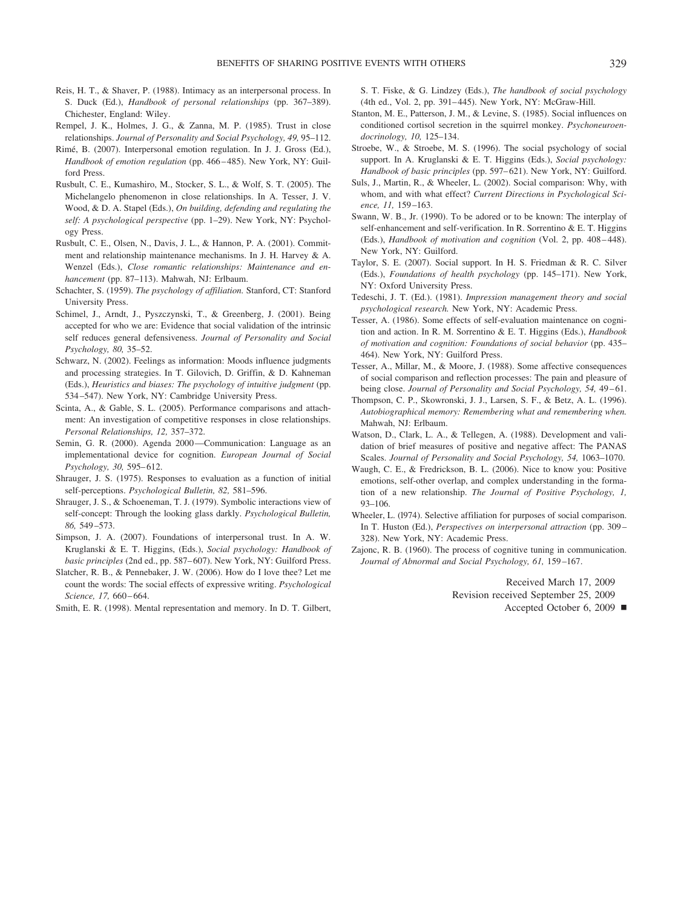Reis, H. T., & Shaver, P. (1988). Intimacy as an interpersonal process. In S. Duck (Ed.), *Handbook of personal relationships* (pp. 367–389). Chichester, England: Wiley.

Rempel, J. K., Holmes, J. G., & Zanna, M. P. (1985). Trust in close relationships. *Journal of Personality and Social Psychology, 49,* 95–112.

Rimé, B. (2007). Interpersonal emotion regulation. In J. J. Gross (Ed.), *Handbook of emotion regulation* (pp. 466–485). New York, NY: Guilford Press.

Rusbult, C. E., Kumashiro, M., Stocker, S. L., & Wolf, S. T. (2005). The Michelangelo phenomenon in close relationships. In A. Tesser, J. V. Wood, & D. A. Stapel (Eds.), *On building, defending and regulating the self: A psychological perspective* (pp. 1–29). New York, NY: Psychology Press.

Rusbult, C. E., Olsen, N., Davis, J. L., & Hannon, P. A. (2001). Commitment and relationship maintenance mechanisms. In J. H. Harvey & A. Wenzel (Eds.), *Close romantic relationships: Maintenance and enhancement* (pp. 87–113). Mahwah, NJ: Erlbaum.

Schachter, S. (1959). *The psychology of affiliation.* Stanford, CT: Stanford University Press.

Schimel, J., Arndt, J., Pyszczynski, T., & Greenberg, J. (2001). Being accepted for who we are: Evidence that social validation of the intrinsic self reduces general defensiveness. *Journal of Personality and Social Psychology, 80,* 35–52.

Schwarz, N. (2002). Feelings as information: Moods influence judgments and processing strategies. In T. Gilovich, D. Griffin, & D. Kahneman (Eds.), *Heuristics and biases: The psychology of intuitive judgment* (pp. 534–547). New York, NY: Cambridge University Press.

Scinta, A., & Gable, S. L. (2005). Performance comparisons and attachment: An investigation of competitive responses in close relationships. *Personal Relationships, 12,* 357–372.

Semin, G. R. (2000). Agenda 2000—Communication: Language as an implementational device for cognition. *European Journal of Social Psychology, 30,* 595–612.

Shrauger, J. S. (1975). Responses to evaluation as a function of initial self-perceptions. *Psychological Bulletin, 82,* 581–596.

Shrauger, J. S., & Schoeneman, T. J. (1979). Symbolic interactions view of self-concept: Through the looking glass darkly. *Psychological Bulletin, 86,* 549–573.

Simpson, J. A. (2007). Foundations of interpersonal trust. In A. W. Kruglanski & E. T. Higgins, (Eds.), *Social psychology: Handbook of basic principles* (2nd ed., pp. 587–607). New York, NY: Guilford Press.

Slatcher, R. B., & Pennebaker, J. W. (2006). How do I love thee? Let me count the words: The social effects of expressive writing. *Psychological Science, 17,* 660–664.

Smith, E. R. (1998). Mental representation and memory. In D. T. Gilbert, S. T. Fiske, & G. Lindzey (Eds.), *The handbook of social psychology* (4th ed., Vol. 2, pp. 391–445). New York, NY: McGraw-Hill.

Stanton, M. E., Patterson, J. M., & Levine, S. (1985). Social influences on conditioned cortisol secretion in the squirrel monkey. *Psychoneuroendocrinology, 10,* 125–134.

Stroebe, W., & Stroebe, M. S. (1996). The social psychology of social support. In A. Kruglanski & E. T. Higgins (Eds.), *Social psychology: Handbook of basic principles* (pp. 597–621). New York, NY: Guilford.

Suls, J., Martin, R., & Wheeler, L. (2002). Social comparison: Why, with whom, and with what effect? *Current Directions in Psychological Science, 11,* 159–163.

Swann, W. B., Jr. (1990). To be adored or to be known: The interplay of self-enhancement and self-verification. In R. Sorrentino & E. T. Higgins (Eds.), *Handbook of motivation and cognition* (Vol. 2, pp. 408–448). New York, NY: Guilford.

Taylor, S. E. (2007). Social support. In H. S. Friedman & R. C. Silver (Eds.), *Foundations of health psychology* (pp. 145–171). New York, NY: Oxford University Press.

Tedeschi, J. T. (Ed.). (1981). *Impression management theory and social psychological research.* New York, NY: Academic Press.

Tesser, A. (1986). Some effects of self-evaluation maintenance on cognition and action. In R. M. Sorrentino & E. T. Higgins (Eds.), *Handbook of motivation and cognition: Foundations of social behavior* (pp. 435–464). New York, NY: Guilford Press.

Tesser, A., Millar, M., & Moore, J. (1988). Some affective consequences of social comparison and reflection processes: The pain and pleasure of being close. *Journal of Personality and Social Psychology, 54,* 49–61.

Thompson, C. P., Skowronski, J. J., Larsen, S. F., & Betz, A. L. (1996). *Autobiographical memory: Remembering what and remembering when.* Mahwah, NJ: Erlbaum.

Watson, D., Clark, L. A., & Tellegen, A. (1988). Development and validation of brief measures of positive and negative affect: The PANAS Scales. *Journal of Personality and Social Psychology, 54,* 1063–1070.

Waugh, C. E., & Fredrickson, B. L. (2006). Nice to know you: Positive emotions, self-other overlap, and complex understanding in the formation of a new relationship. *The Journal of Positive Psychology, 1,* 93–106.

Wheeler, L. (l974). Selective affiliation for purposes of social comparison. In T. Huston (Ed.), *Perspectives on interpersonal attraction* (pp. 309–328). New York, NY: Academic Press.

Zajonc, R. B. (1960). The process of cognitive tuning in communication. *Journal of Abnormal and Social Psychology, 61,* 159–167.

Received March 17, 2009
Revision received September 25, 2009
Accepted October 6, 2009 ■